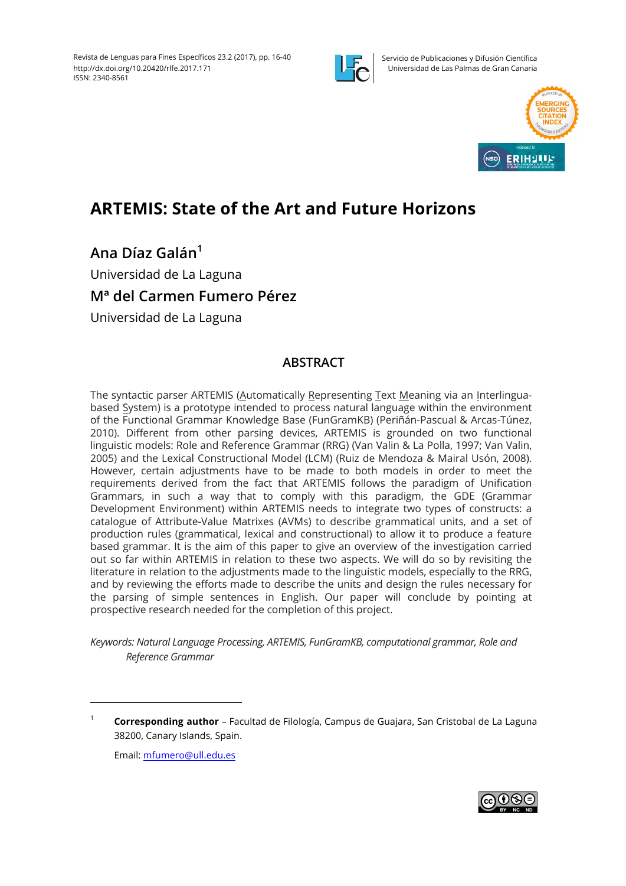Revista de Lenguas para Fines Específicos 23.2 (2017), pp. 16-40
http://dx.doi.org/10.20420/rlfe.2017.171
ISSN: 2340-8561

Servicio de Publicaciones y Difusión Científica
Universidad de Las Palmas de Gran Canaria

# ARTEMIS: State of the Art and Future Horizons

## Ana Díaz Galán[1]

Universidad de La Laguna

## Mª del Carmen Fumero Pérez

Universidad de La Laguna

### ABSTRACT

The syntactic parser ARTEMIS (Automatically Representing Text Meaning via an Interlingua-based System) is a prototype intended to process natural language within the environment of the Functional Grammar Knowledge Base (FunGramKB) (Periñán-Pascual & Arcas-Túnez, 2010). Different from other parsing devices, ARTEMIS is grounded on two functional linguistic models: Role and Reference Grammar (RRG) (Van Valin & La Polla, 1997; Van Valin, 2005) and the Lexical Constructional Model (LCM) (Ruiz de Mendoza & Mairal Usón, 2008). However, certain adjustments have to be made to both models in order to meet the requirements derived from the fact that ARTEMIS follows the paradigm of Unification Grammars, in such a way that to comply with this paradigm, the GDE (Grammar Development Environment) within ARTEMIS needs to integrate two types of constructs: a catalogue of Attribute-Value Matrixes (AVMs) to describe grammatical units, and a set of production rules (grammatical, lexical and constructional) to allow it to produce a feature based grammar. It is the aim of this paper to give an overview of the investigation carried out so far within ARTEMIS in relation to these two aspects. We will do so by revisiting the literature in relation to the adjustments made to the linguistic models, especially to the RRG, and by reviewing the efforts made to describe the units and design the rules necessary for the parsing of simple sentences in English. Our paper will conclude by pointing at prospective research needed for the completion of this project.

*Keywords: Natural Language Processing, ARTEMIS, FunGramKB, computational grammar, Role and Reference Grammar*

---

[1] **Corresponding author** – Facultad de Filología, Campus de Guajara, San Cristobal de La Laguna 38200, Canary Islands, Spain.

Email: mfumero@ull.edu.es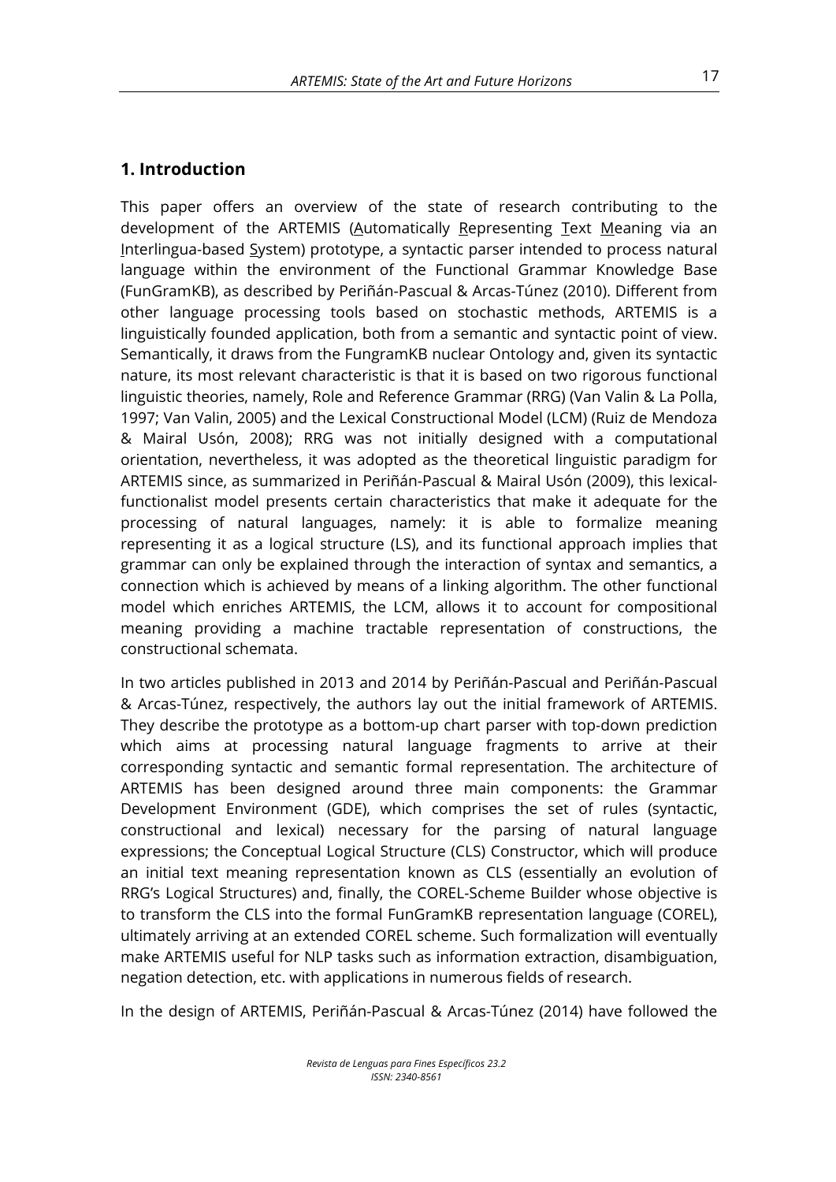## 1. Introduction

This paper offers an overview of the state of research contributing to the development of the ARTEMIS (Automatically Representing Text Meaning via an Interlingua-based System) prototype, a syntactic parser intended to process natural language within the environment of the Functional Grammar Knowledge Base (FunGramKB), as described by Periñán-Pascual & Arcas-Túnez (2010). Different from other language processing tools based on stochastic methods, ARTEMIS is a linguistically founded application, both from a semantic and syntactic point of view. Semantically, it draws from the FungramKB nuclear Ontology and, given its syntactic nature, its most relevant characteristic is that it is based on two rigorous functional linguistic theories, namely, Role and Reference Grammar (RRG) (Van Valin & La Polla, 1997; Van Valin, 2005) and the Lexical Constructional Model (LCM) (Ruiz de Mendoza & Mairal Usón, 2008); RRG was not initially designed with a computational orientation, nevertheless, it was adopted as the theoretical linguistic paradigm for ARTEMIS since, as summarized in Periñán-Pascual & Mairal Usón (2009), this lexical-functionalist model presents certain characteristics that make it adequate for the processing of natural languages, namely: it is able to formalize meaning representing it as a logical structure (LS), and its functional approach implies that grammar can only be explained through the interaction of syntax and semantics, a connection which is achieved by means of a linking algorithm. The other functional model which enriches ARTEMIS, the LCM, allows it to account for compositional meaning providing a machine tractable representation of constructions, the constructional schemata.

In two articles published in 2013 and 2014 by Periñán-Pascual and Periñán-Pascual & Arcas-Túnez, respectively, the authors lay out the initial framework of ARTEMIS. They describe the prototype as a bottom-up chart parser with top-down prediction which aims at processing natural language fragments to arrive at their corresponding syntactic and semantic formal representation. The architecture of ARTEMIS has been designed around three main components: the Grammar Development Environment (GDE), which comprises the set of rules (syntactic, constructional and lexical) necessary for the parsing of natural language expressions; the Conceptual Logical Structure (CLS) Constructor, which will produce an initial text meaning representation known as CLS (essentially an evolution of RRG's Logical Structures) and, finally, the COREL-Scheme Builder whose objective is to transform the CLS into the formal FunGramKB representation language (COREL), ultimately arriving at an extended COREL scheme. Such formalization will eventually make ARTEMIS useful for NLP tasks such as information extraction, disambiguation, negation detection, etc. with applications in numerous fields of research.

In the design of ARTEMIS, Periñán-Pascual & Arcas-Túnez (2014) have followed the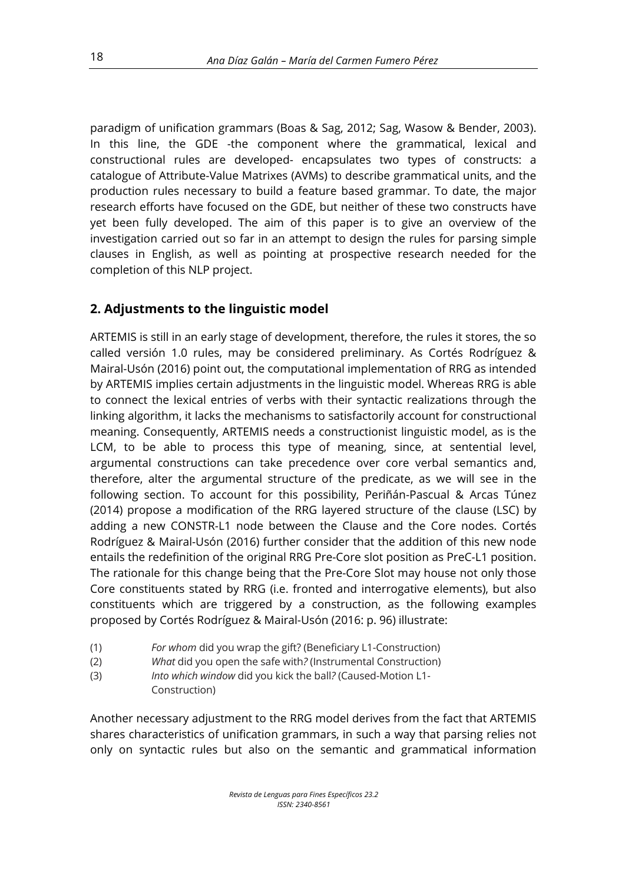paradigm of unification grammars (Boas & Sag, 2012; Sag, Wasow & Bender, 2003). In this line, the GDE -the component where the grammatical, lexical and constructional rules are developed- encapsulates two types of constructs: a catalogue of Attribute-Value Matrixes (AVMs) to describe grammatical units, and the production rules necessary to build a feature based grammar. To date, the major research efforts have focused on the GDE, but neither of these two constructs have yet been fully developed. The aim of this paper is to give an overview of the investigation carried out so far in an attempt to design the rules for parsing simple clauses in English, as well as pointing at prospective research needed for the completion of this NLP project.

## 2. Adjustments to the linguistic model

ARTEMIS is still in an early stage of development, therefore, the rules it stores, the so called versión 1.0 rules, may be considered preliminary. As Cortés Rodríguez & Mairal-Usón (2016) point out, the computational implementation of RRG as intended by ARTEMIS implies certain adjustments in the linguistic model. Whereas RRG is able to connect the lexical entries of verbs with their syntactic realizations through the linking algorithm, it lacks the mechanisms to satisfactorily account for constructional meaning. Consequently, ARTEMIS needs a constructionist linguistic model, as is the LCM, to be able to process this type of meaning, since, at sentential level, argumental constructions can take precedence over core verbal semantics and, therefore, alter the argumental structure of the predicate, as we will see in the following section. To account for this possibility, Periñán-Pascual & Arcas Túnez (2014) propose a modification of the RRG layered structure of the clause (LSC) by adding a new CONSTR-L1 node between the Clause and the Core nodes. Cortés Rodríguez & Mairal-Usón (2016) further consider that the addition of this new node entails the redefinition of the original RRG Pre-Core slot position as PreC-L1 position. The rationale for this change being that the Pre-Core Slot may house not only those Core constituents stated by RRG (i.e. fronted and interrogative elements), but also constituents which are triggered by a construction, as the following examples proposed by Cortés Rodríguez & Mairal-Usón (2016: p. 96) illustrate:

(1) *For whom* did you wrap the gift? (Beneficiary L1-Construction)

(2) *What* did you open the safe with*?* (Instrumental Construction)

(3) *Into which window* did you kick the ball*?* (Caused-Motion L1-Construction)

Another necessary adjustment to the RRG model derives from the fact that ARTEMIS shares characteristics of unification grammars, in such a way that parsing relies not only on syntactic rules but also on the semantic and grammatical information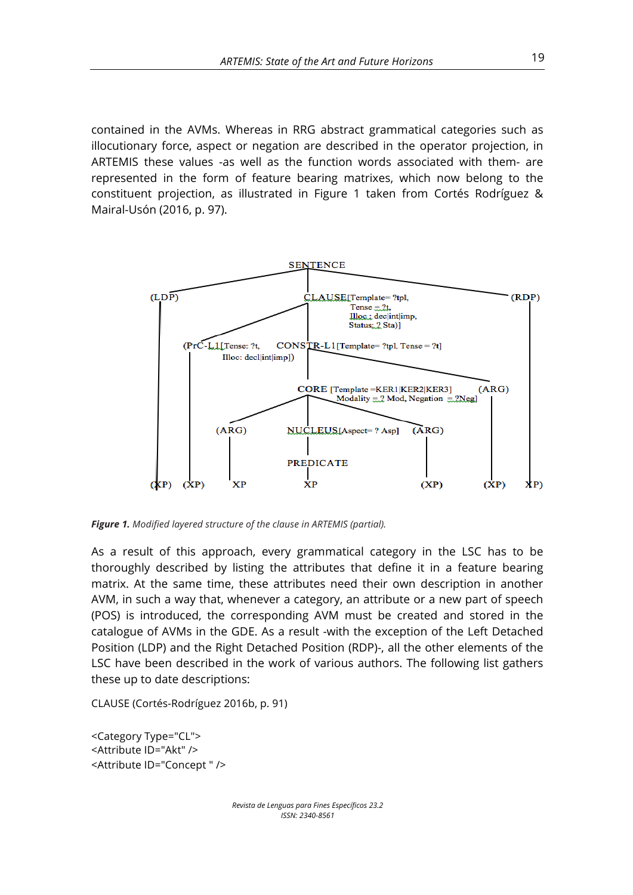contained in the AVMs. Whereas in RRG abstract grammatical categories such as illocutionary force, aspect or negation are described in the operator projection, in ARTEMIS these values -as well as the function words associated with them- are represented in the form of feature bearing matrixes, which now belong to the constituent projection, as illustrated in Figure 1 taken from Cortés Rodríguez & Mairal-Usón (2016, p. 97).

***Figure 1.*** *Modified layered structure of the clause in ARTEMIS (partial).*

As a result of this approach, every grammatical category in the LSC has to be thoroughly described by listing the attributes that define it in a feature bearing matrix. At the same time, these attributes need their own description in another AVM, in such a way that, whenever a category, an attribute or a new part of speech (POS) is introduced, the corresponding AVM must be created and stored in the catalogue of AVMs in the GDE. As a result -with the exception of the Left Detached Position (LDP) and the Right Detached Position (RDP)-, all the other elements of the LSC have been described in the work of various authors. The following list gathers these up to date descriptions:

CLAUSE (Cortés-Rodríguez 2016b, p. 91)

```
<Category Type="CL">
<Attribute ID="Akt" />
<Attribute ID="Concept " />
```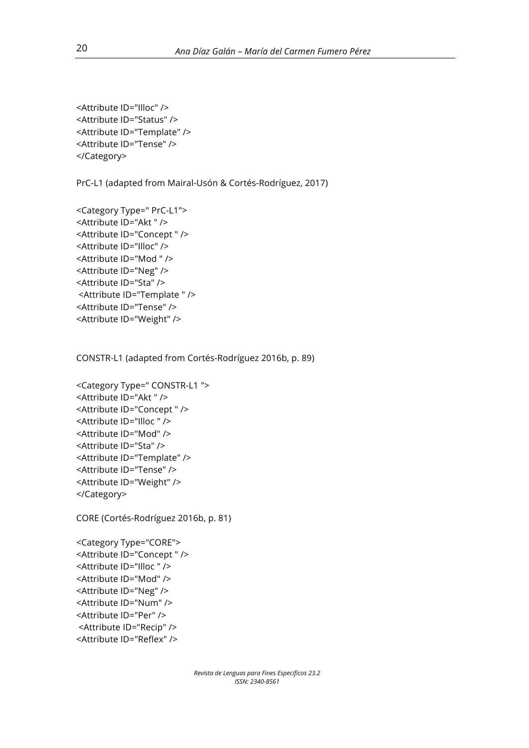```
<Attribute ID="Illoc" />
<Attribute ID="Status" />
<Attribute ID="Template" />
<Attribute ID="Tense" />
</Category>
```

PrC-L1 (adapted from Mairal-Usón & Cortés-Rodríguez, 2017)

```
<Category Type=" PrC-L1">
<Attribute ID="Akt " />
<Attribute ID="Concept " />
<Attribute ID="Illoc" />
<Attribute ID="Mod " />
<Attribute ID="Neg" />
<Attribute ID="Sta" />
 <Attribute ID="Template " />
<Attribute ID="Tense" />
<Attribute ID="Weight" />
```

CONSTR-L1 (adapted from Cortés-Rodríguez 2016b, p. 89)

```
<Category Type=" CONSTR-L1 ">
<Attribute ID="Akt " />
<Attribute ID="Concept " />
<Attribute ID="Illoc " />
<Attribute ID="Mod" />
<Attribute ID="Sta" />
<Attribute ID="Template" />
<Attribute ID="Tense" />
<Attribute ID="Weight" />
</Category>
```

CORE (Cortés-Rodríguez 2016b, p. 81)

```
<Category Type="CORE">
<Attribute ID="Concept " />
<Attribute ID="Illoc " />
<Attribute ID="Mod" />
<Attribute ID="Neg" />
<Attribute ID="Num" />
<Attribute ID="Per" />
 <Attribute ID="Recip" />
<Attribute ID="Reflex" />
```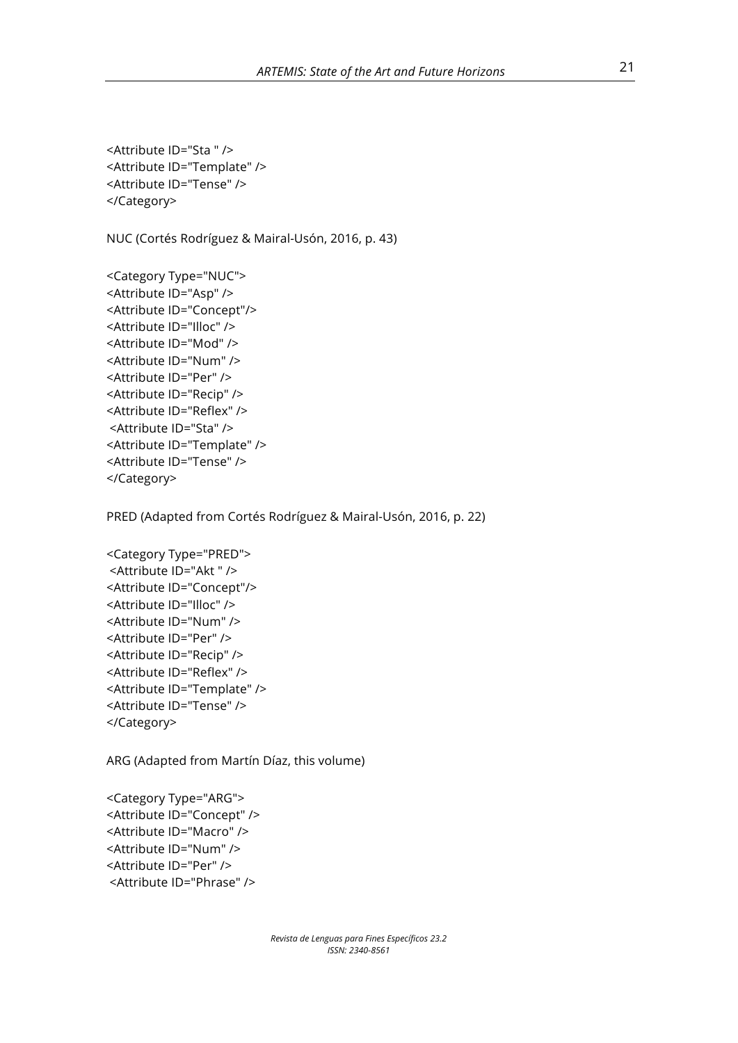```
<Attribute ID="Sta " />
<Attribute ID="Template" />
<Attribute ID="Tense" />
</Category>
```

NUC (Cortés Rodríguez & Mairal-Usón, 2016, p. 43)

```
<Category Type="NUC">
<Attribute ID="Asp" />
<Attribute ID="Concept"/>
<Attribute ID="Illoc" />
<Attribute ID="Mod" />
<Attribute ID="Num" />
<Attribute ID="Per" />
<Attribute ID="Recip" />
<Attribute ID="Reflex" />
 <Attribute ID="Sta" />
<Attribute ID="Template" />
<Attribute ID="Tense" />
</Category>
```

PRED (Adapted from Cortés Rodríguez & Mairal-Usón, 2016, p. 22)

```
<Category Type="PRED">
 <Attribute ID="Akt " />
<Attribute ID="Concept"/>
<Attribute ID="Illoc" />
<Attribute ID="Num" />
<Attribute ID="Per" />
<Attribute ID="Recip" />
<Attribute ID="Reflex" />
<Attribute ID="Template" />
<Attribute ID="Tense" />
</Category>
```

ARG (Adapted from Martín Díaz, this volume)

```
<Category Type="ARG">
<Attribute ID="Concept" />
<Attribute ID="Macro" />
<Attribute ID="Num" />
<Attribute ID="Per" />
 <Attribute ID="Phrase" />
```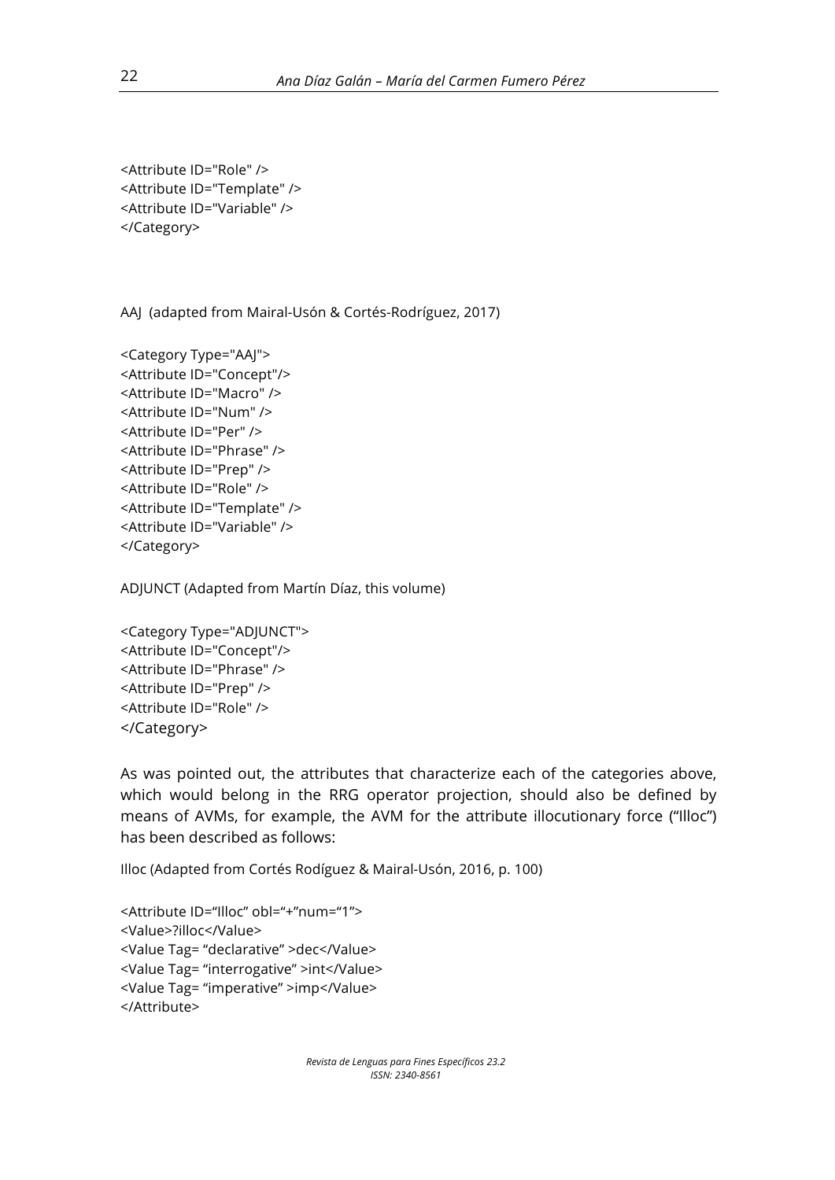```
<Attribute ID="Role" />
<Attribute ID="Template" />
<Attribute ID="Variable" />
</Category>
```

AAJ (adapted from Mairal-Usón & Cortés-Rodríguez, 2017)

```
<Category Type="AAJ">
<Attribute ID="Concept"/>
<Attribute ID="Macro" />
<Attribute ID="Num" />
<Attribute ID="Per" />
<Attribute ID="Phrase" />
<Attribute ID="Prep" />
<Attribute ID="Role" />
<Attribute ID="Template" />
<Attribute ID="Variable" />
</Category>
```

ADJUNCT (Adapted from Martín Díaz, this volume)

```
<Category Type="ADJUNCT">
<Attribute ID="Concept"/>
<Attribute ID="Phrase" />
<Attribute ID="Prep" />
<Attribute ID="Role" />
</Category>
```

As was pointed out, the attributes that characterize each of the categories above, which would belong in the RRG operator projection, should also be defined by means of AVMs, for example, the AVM for the attribute illocutionary force ("Illoc") has been described as follows:

Illoc (Adapted from Cortés Rodíguez & Mairal-Usón, 2016, p. 100)

```
<Attribute ID="Illoc" obl="+"num="1">
<Value>?illoc</Value>
<Value Tag= "declarative" >dec</Value>
<Value Tag= "interrogative" >int</Value>
<Value Tag= "imperative" >imp</Value>
</Attribute>
```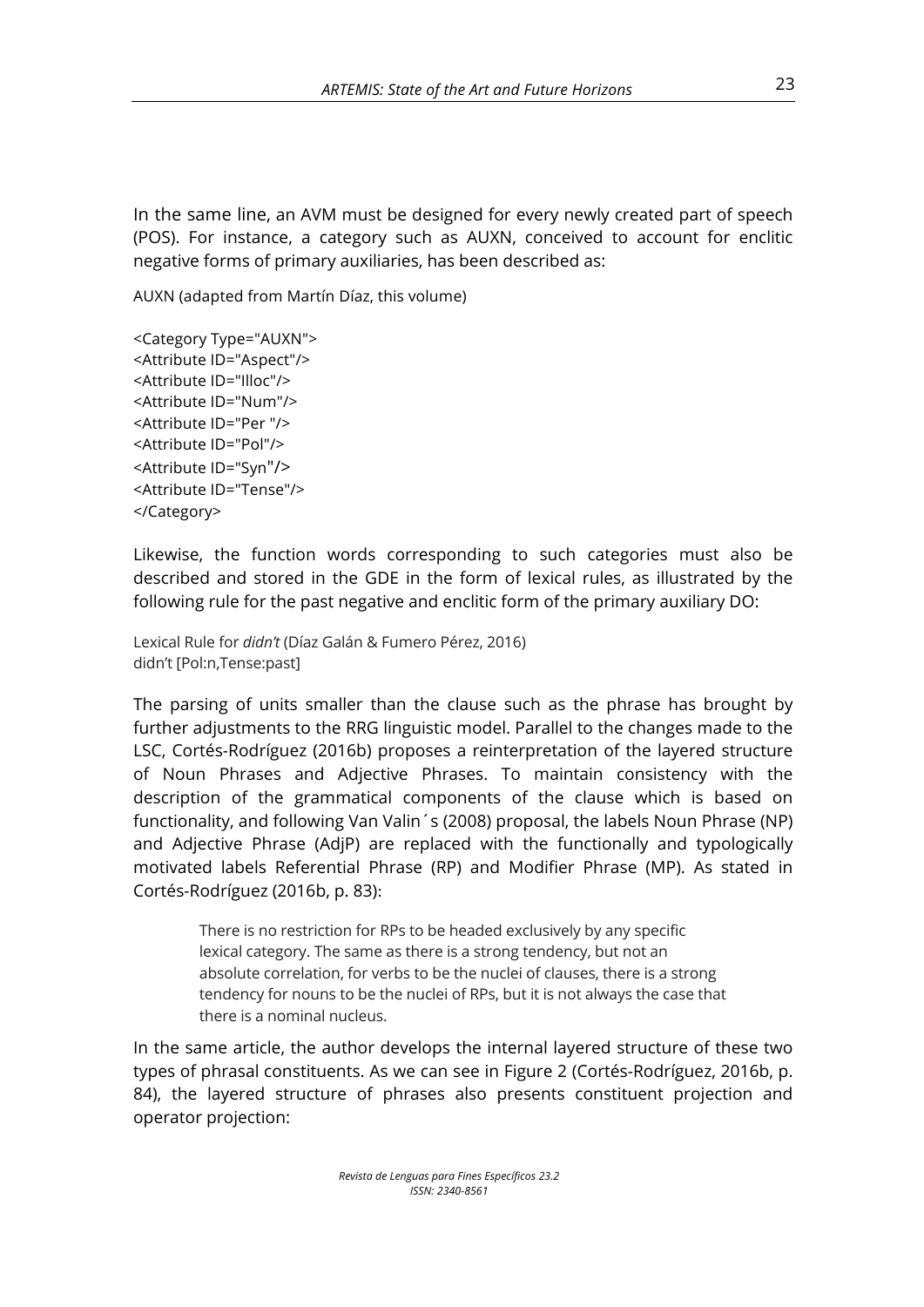In the same line, an AVM must be designed for every newly created part of speech (POS). For instance, a category such as AUXN, conceived to account for enclitic negative forms of primary auxiliaries, has been described as:

AUXN (adapted from Martín Díaz, this volume)

```
<Category Type="AUXN">
<Attribute ID="Aspect"/>
<Attribute ID="Illoc"/>
<Attribute ID="Num"/>
<Attribute ID="Per "/>
<Attribute ID="Pol"/>
<Attribute ID="Syn"/>
<Attribute ID="Tense"/>
</Category>
```

Likewise, the function words corresponding to such categories must also be described and stored in the GDE in the form of lexical rules, as illustrated by the following rule for the past negative and enclitic form of the primary auxiliary DO:

Lexical Rule for *didn't* (Díaz Galán & Fumero Pérez, 2016)
didn't [Pol:n,Tense:past]

The parsing of units smaller than the clause such as the phrase has brought by further adjustments to the RRG linguistic model. Parallel to the changes made to the LSC, Cortés-Rodríguez (2016b) proposes a reinterpretation of the layered structure of Noun Phrases and Adjective Phrases. To maintain consistency with the description of the grammatical components of the clause which is based on functionality, and following Van Valin´s (2008) proposal, the labels Noun Phrase (NP) and Adjective Phrase (AdjP) are replaced with the functionally and typologically motivated labels Referential Phrase (RP) and Modifier Phrase (MP). As stated in Cortés-Rodríguez (2016b, p. 83):

> There is no restriction for RPs to be headed exclusively by any specific lexical category. The same as there is a strong tendency, but not an absolute correlation, for verbs to be the nuclei of clauses, there is a strong tendency for nouns to be the nuclei of RPs, but it is not always the case that there is a nominal nucleus.

In the same article, the author develops the internal layered structure of these two types of phrasal constituents. As we can see in Figure 2 (Cortés-Rodríguez, 2016b, p. 84), the layered structure of phrases also presents constituent projection and operator projection: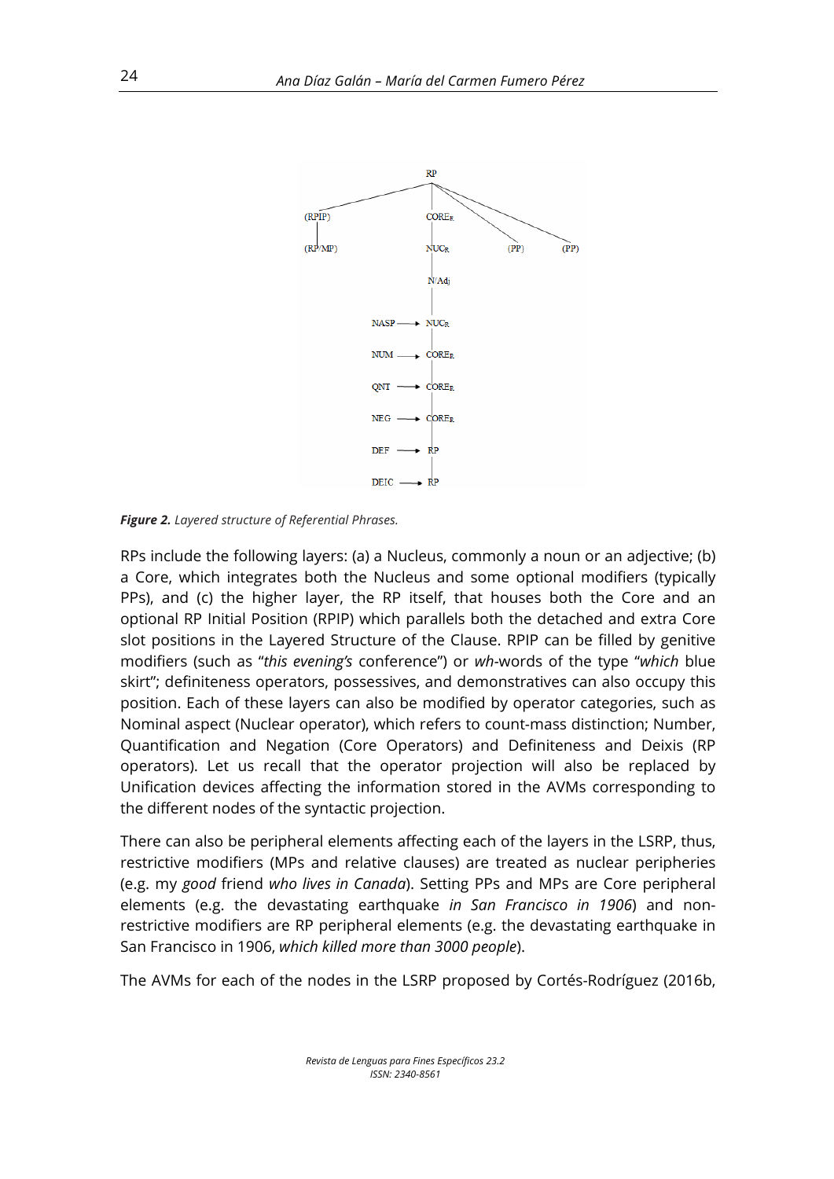RP

(RPIP) — CORE$_R$ — (PP) — (PP)

(RP/MP) — NUC$_R$

N/Adj

NASP ⟶ NUC$_R$

NUM ⟶ CORE$_R$

QNT ⟶ CORE$_R$

NEG ⟶ CORE$_R$

DEF ⟶ RP

DEIC ⟶ RP

***Figure 2.*** *Layered structure of Referential Phrases.*

RPs include the following layers: (a) a Nucleus, commonly a noun or an adjective; (b) a Core, which integrates both the Nucleus and some optional modifiers (typically PPs), and (c) the higher layer, the RP itself, that houses both the Core and an optional RP Initial Position (RPIP) which parallels both the detached and extra Core slot positions in the Layered Structure of the Clause. RPIP can be filled by genitive modifiers (such as "*this evening's* conference") or *wh*-words of the type "*which* blue skirt"; definiteness operators, possessives, and demonstratives can also occupy this position. Each of these layers can also be modified by operator categories, such as Nominal aspect (Nuclear operator), which refers to count-mass distinction; Number, Quantification and Negation (Core Operators) and Definiteness and Deixis (RP operators). Let us recall that the operator projection will also be replaced by Unification devices affecting the information stored in the AVMs corresponding to the different nodes of the syntactic projection.

There can also be peripheral elements affecting each of the layers in the LSRP, thus, restrictive modifiers (MPs and relative clauses) are treated as nuclear peripheries (e.g. my *good* friend *who lives in Canada*). Setting PPs and MPs are Core peripheral elements (e.g. the devastating earthquake *in San Francisco in 1906*) and non-restrictive modifiers are RP peripheral elements (e.g. the devastating earthquake in San Francisco in 1906, *which killed more than 3000 people*).

The AVMs for each of the nodes in the LSRP proposed by Cortés-Rodríguez (2016b,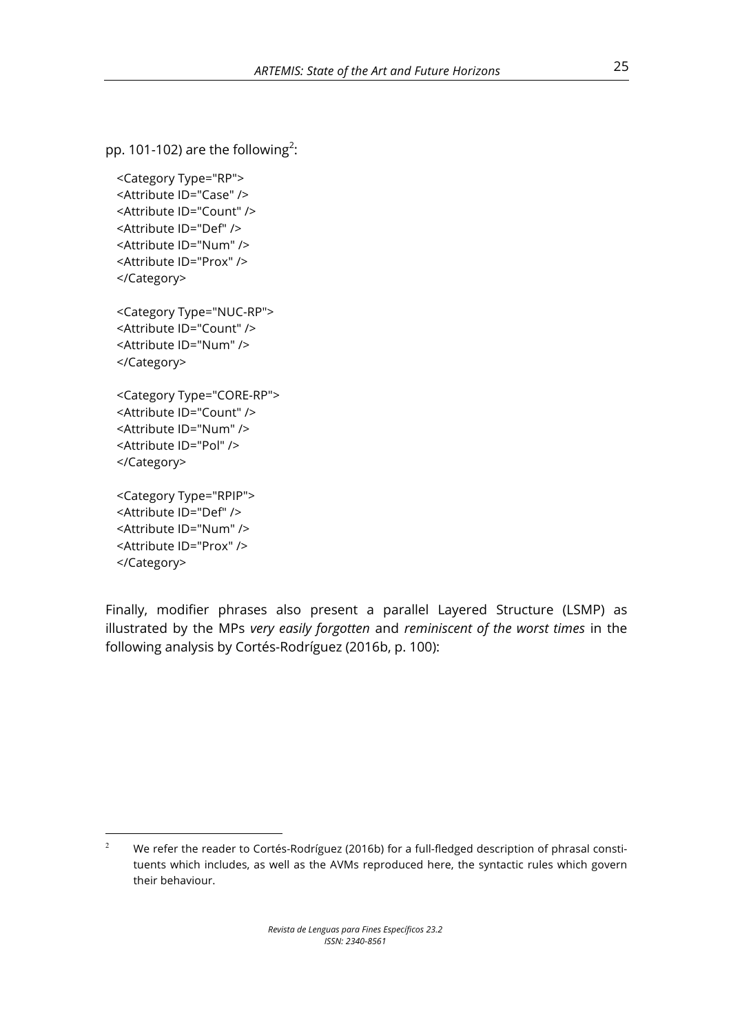pp. 101-102) are the following[2]:

```
<Category Type="RP">
<Attribute ID="Case" />
<Attribute ID="Count" />
<Attribute ID="Def" />
<Attribute ID="Num" />
<Attribute ID="Prox" />
</Category>

<Category Type="NUC-RP">
<Attribute ID="Count" />
<Attribute ID="Num" />
</Category>

<Category Type="CORE-RP">
<Attribute ID="Count" />
<Attribute ID="Num" />
<Attribute ID="Pol" />
</Category>

<Category Type="RPIP">
<Attribute ID="Def" />
<Attribute ID="Num" />
<Attribute ID="Prox" />
</Category>
```

Finally, modifier phrases also present a parallel Layered Structure (LSMP) as illustrated by the MPs *very easily forgotten* and *reminiscent of the worst times* in the following analysis by Cortés-Rodríguez (2016b, p. 100):

[2] We refer the reader to Cortés-Rodríguez (2016b) for a full-fledged description of phrasal constituents which includes, as well as the AVMs reproduced here, the syntactic rules which govern their behaviour.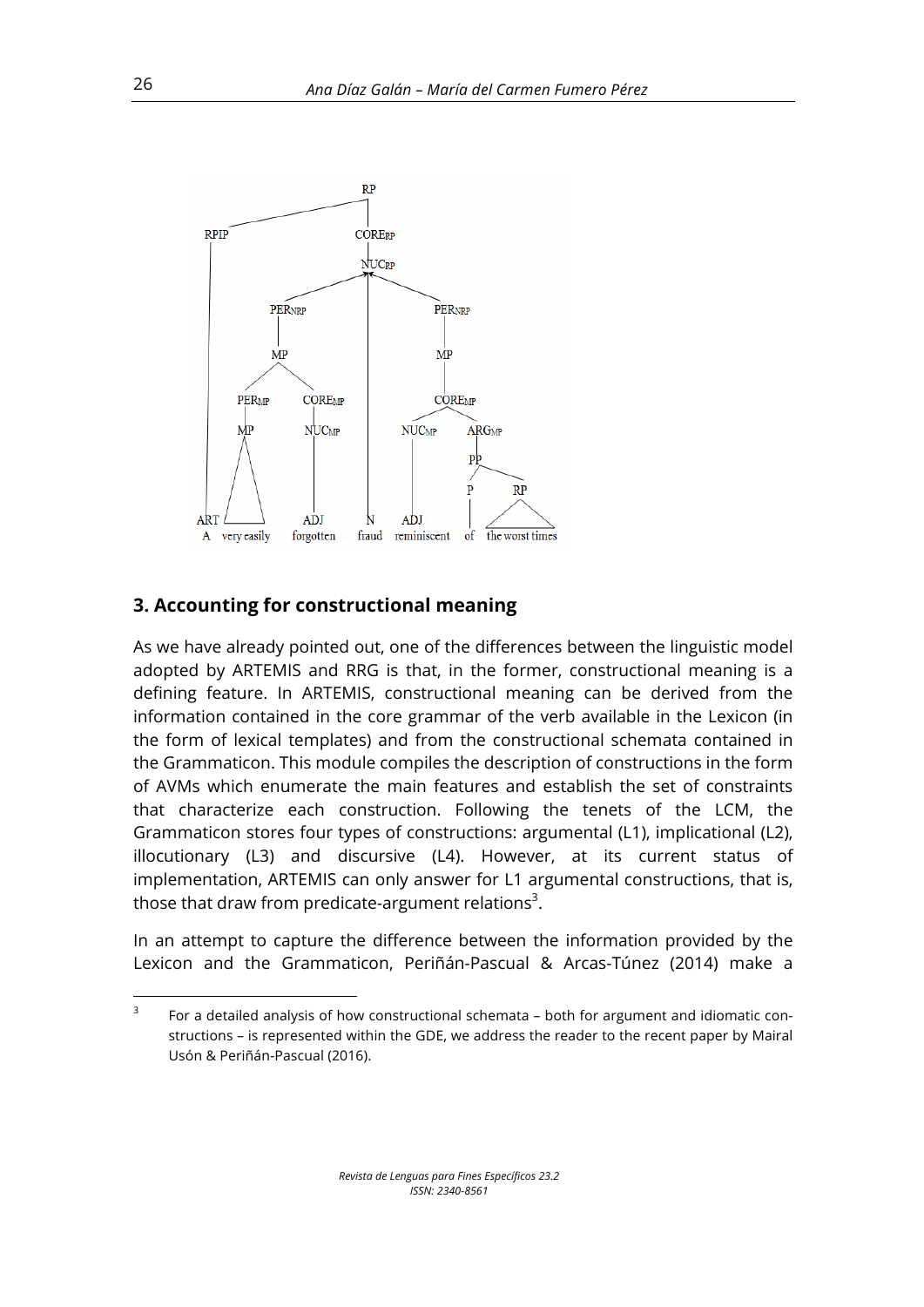## 3. Accounting for constructional meaning

As we have already pointed out, one of the differences between the linguistic model adopted by ARTEMIS and RRG is that, in the former, constructional meaning is a defining feature. In ARTEMIS, constructional meaning can be derived from the information contained in the core grammar of the verb available in the Lexicon (in the form of lexical templates) and from the constructional schemata contained in the Grammaticon. This module compiles the description of constructions in the form of AVMs which enumerate the main features and establish the set of constraints that characterize each construction. Following the tenets of the LCM, the Grammaticon stores four types of constructions: argumental (L1), implicational (L2), illocutionary (L3) and discursive (L4). However, at its current status of implementation, ARTEMIS can only answer for L1 argumental constructions, that is, those that draw from predicate-argument relations[3].

In an attempt to capture the difference between the information provided by the Lexicon and the Grammaticon, Periñán-Pascual & Arcas-Túnez (2014) make a

[3] For a detailed analysis of how constructional schemata – both for argument and idiomatic constructions – is represented within the GDE, we address the reader to the recent paper by Mairal Usón & Periñán-Pascual (2016).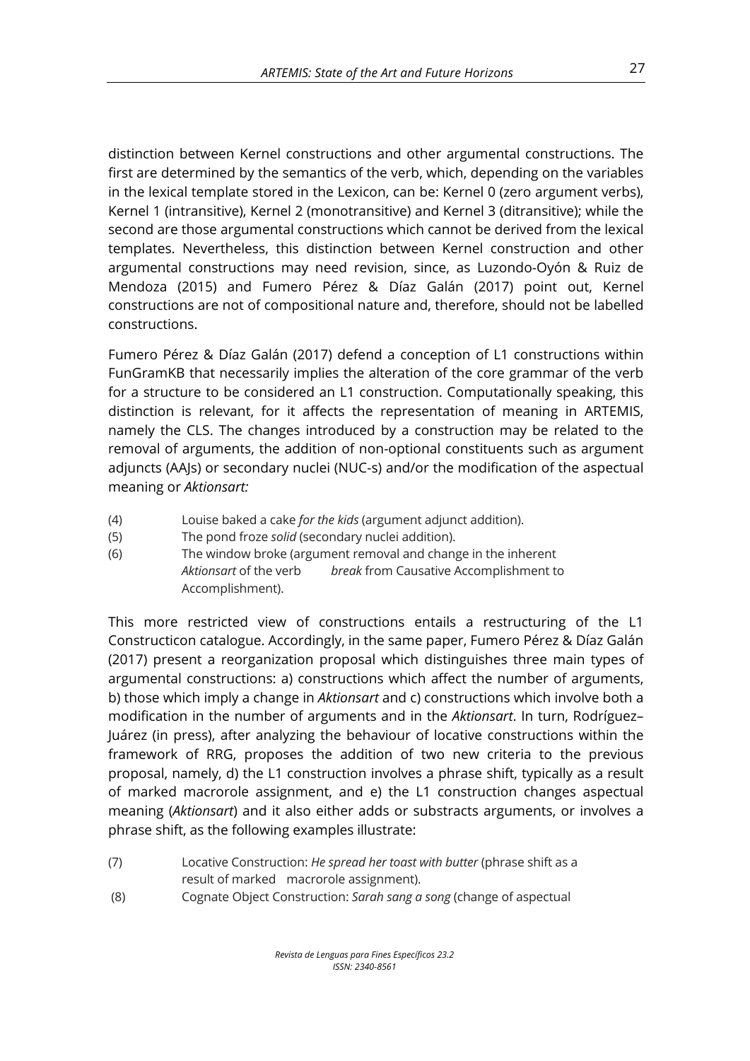distinction between Kernel constructions and other argumental constructions. The first are determined by the semantics of the verb, which, depending on the variables in the lexical template stored in the Lexicon, can be: Kernel 0 (zero argument verbs), Kernel 1 (intransitive), Kernel 2 (monotransitive) and Kernel 3 (ditransitive); while the second are those argumental constructions which cannot be derived from the lexical templates. Nevertheless, this distinction between Kernel construction and other argumental constructions may need revision, since, as Luzondo-Oyón & Ruiz de Mendoza (2015) and Fumero Pérez & Díaz Galán (2017) point out, Kernel constructions are not of compositional nature and, therefore, should not be labelled constructions.

Fumero Pérez & Díaz Galán (2017) defend a conception of L1 constructions within FunGramKB that necessarily implies the alteration of the core grammar of the verb for a structure to be considered an L1 construction. Computationally speaking, this distinction is relevant, for it affects the representation of meaning in ARTEMIS, namely the CLS. The changes introduced by a construction may be related to the removal of arguments, the addition of non-optional constituents such as argument adjuncts (AAJs) or secondary nuclei (NUC-s) and/or the modification of the aspectual meaning or *Aktionsart:*

(4) Louise baked a cake *for the kids* (argument adjunct addition).

(5) The pond froze *solid* (secondary nuclei addition).

(6) The window broke (argument removal and change in the inherent *Aktionsart* of the verb *break* from Causative Accomplishment to Accomplishment).

This more restricted view of constructions entails a restructuring of the L1 Constructicon catalogue. Accordingly, in the same paper, Fumero Pérez & Díaz Galán (2017) present a reorganization proposal which distinguishes three main types of argumental constructions: a) constructions which affect the number of arguments, b) those which imply a change in *Aktionsart* and c) constructions which involve both a modification in the number of arguments and in the *Aktionsart*. In turn, Rodríguez–Juárez (in press), after analyzing the behaviour of locative constructions within the framework of RRG, proposes the addition of two new criteria to the previous proposal, namely, d) the L1 construction involves a phrase shift, typically as a result of marked macrorole assignment, and e) the L1 construction changes aspectual meaning (*Aktionsart*) and it also either adds or substracts arguments, or involves a phrase shift, as the following examples illustrate:

(7) Locative Construction: *He spread her toast with butter* (phrase shift as a result of marked macrorole assignment).

(8) Cognate Object Construction: *Sarah sang a song* (change of aspectual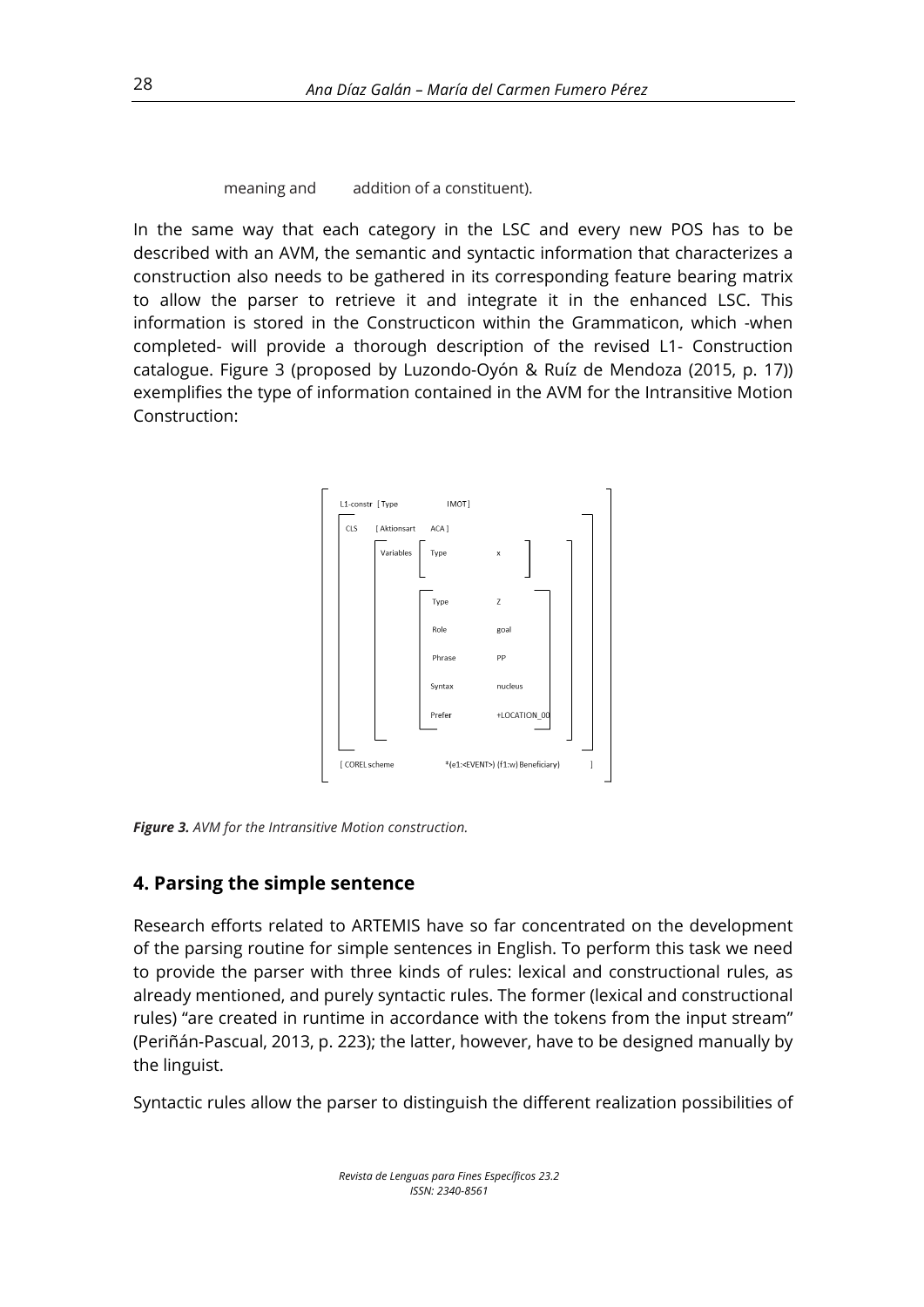meaning and addition of a constituent).

In the same way that each category in the LSC and every new POS has to be described with an AVM, the semantic and syntactic information that characterizes a construction also needs to be gathered in its corresponding feature bearing matrix to allow the parser to retrieve it and integrate it in the enhanced LSC. This information is stored in the Constructicon within the Grammaticon, which -when completed- will provide a thorough description of the revised L1- Construction catalogue. Figure 3 (proposed by Luzondo-Oyón & Ruíz de Mendoza (2015, p. 17)) exemplifies the type of information contained in the AVM for the Intransitive Motion Construction:

```
L1-constr  [Type            IMOT]
CLS        [Aktionsart      ACA]
           Variables   [Type      x]

                       [Type      Z
                        Role      goal
                        Phrase    PP
                        Syntax    nucleus
                        Prefer    +LOCATION_00]

[COREL scheme        +(e1:<EVENT>) (f1:w) Beneficiary)]
```

***Figure 3.*** *AVM for the Intransitive Motion construction.*

## 4. Parsing the simple sentence

Research efforts related to ARTEMIS have so far concentrated on the development of the parsing routine for simple sentences in English. To perform this task we need to provide the parser with three kinds of rules: lexical and constructional rules, as already mentioned, and purely syntactic rules. The former (lexical and constructional rules) "are created in runtime in accordance with the tokens from the input stream" (Periñán-Pascual, 2013, p. 223); the latter, however, have to be designed manually by the linguist.

Syntactic rules allow the parser to distinguish the different realization possibilities of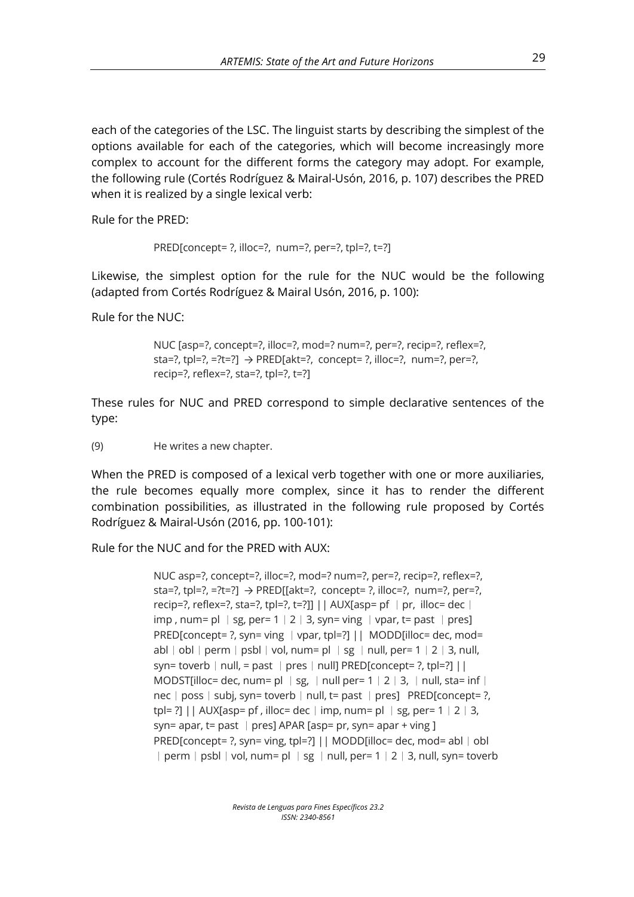each of the categories of the LSC. The linguist starts by describing the simplest of the options available for each of the categories, which will become increasingly more complex to account for the different forms the category may adopt. For example, the following rule (Cortés Rodríguez & Mairal-Usón, 2016, p. 107) describes the PRED when it is realized by a single lexical verb:

Rule for the PRED:

> PRED[concept= ?, illoc=?, num=?, per=?, tpl=?, t=?]

Likewise, the simplest option for the rule for the NUC would be the following (adapted from Cortés Rodríguez & Mairal Usón, 2016, p. 100):

Rule for the NUC:

> NUC [asp=?, concept=?, illoc=?, mod=? num=?, per=?, recip=?, reflex=?, sta=?, tpl=?, =?t=?] → PRED[akt=?, concept= ?, illoc=?, num=?, per=?, recip=?, reflex=?, sta=?, tpl=?, t=?]

These rules for NUC and PRED correspond to simple declarative sentences of the type:

(9) He writes a new chapter.

When the PRED is composed of a lexical verb together with one or more auxiliaries, the rule becomes equally more complex, since it has to render the different combination possibilities, as illustrated in the following rule proposed by Cortés Rodríguez & Mairal-Usón (2016, pp. 100-101):

Rule for the NUC and for the PRED with AUX:

> NUC asp=?, concept=?, illoc=?, mod=? num=?, per=?, recip=?, reflex=?, sta=?, tpl=?, =?t=?] → PRED[[akt=?, concept= ?, illoc=?, num=?, per=?, recip=?, reflex=?, sta=?, tpl=?, t=?]] || AUX[asp= pf | pr, illoc= dec | imp , num= pl | sg, per= 1 | 2 | 3, syn= ving | vpar, t= past | pres] PRED[concept= ?, syn= ving | vpar, tpl=?] || MODD[illoc= dec, mod= abl | obl | perm | psbl | vol, num= pl | sg | null, per= 1 | 2 | 3, null, syn= toverb | null, = past | pres | null] PRED[concept= ?, tpl=?] || MODST[illoc= dec, num= pl | sg, | null per= 1 | 2 | 3, | null, sta= inf | nec | poss | subj, syn= toverb | null, t= past | pres] PRED[concept= ?, tpl= ?] || AUX[asp= pf , illoc= dec | imp, num= pl | sg, per= 1 | 2 | 3, syn= apar, t= past | pres] APAR [asp= pr, syn= apar + ving ] PRED[concept= ?, syn= ving, tpl=?] || MODD[illoc= dec, mod= abl | obl | perm | psbl | vol, num= pl | sg | null, per= 1 | 2 | 3, null, syn= toverb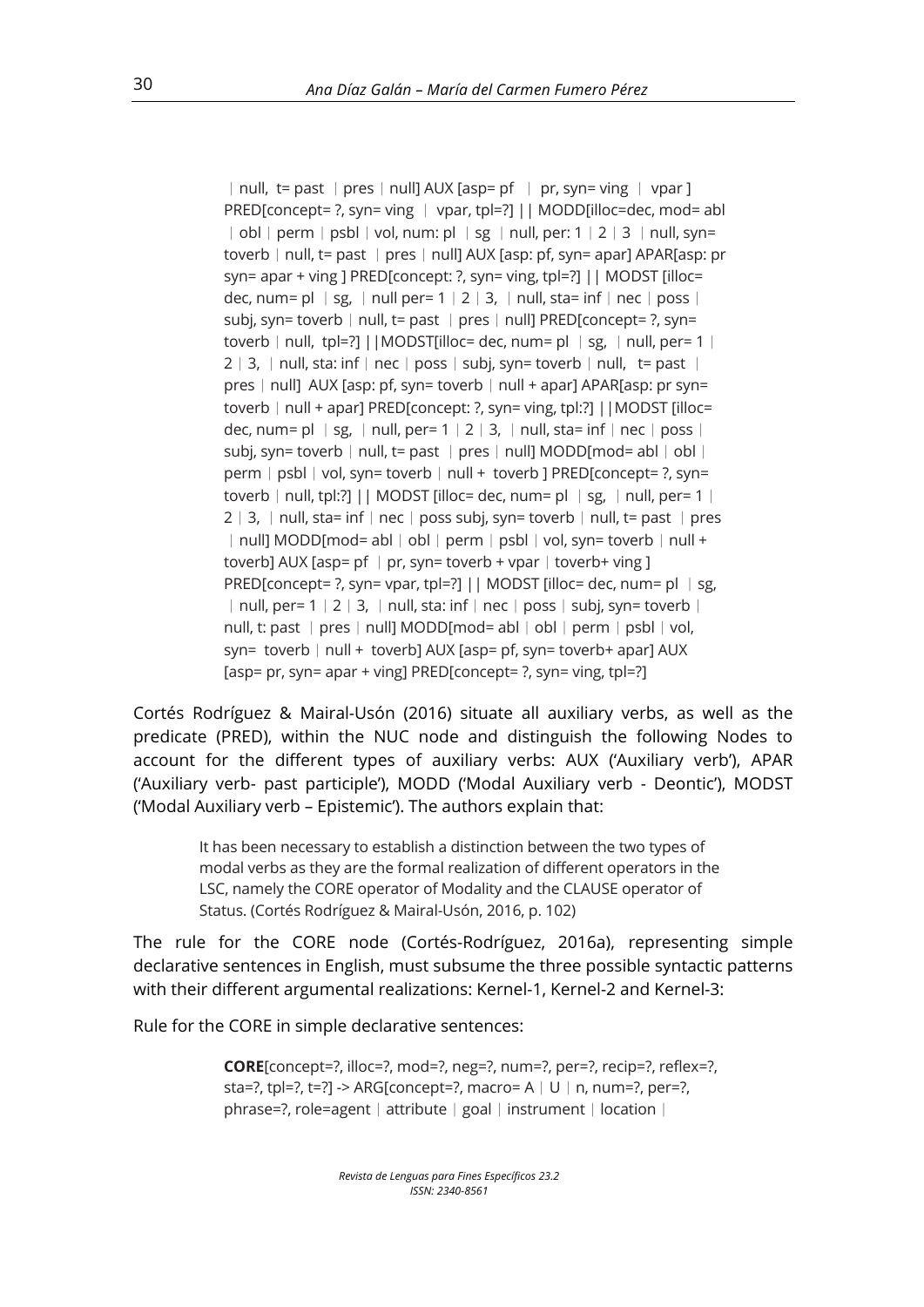| null, t= past | pres | null] AUX [asp= pf | pr, syn= ving | vpar ] PRED[concept= ?, syn= ving | vpar, tpl=?] || MODD[illoc=dec, mod= abl | obl | perm | psbl | vol, num: pl | sg | null, per: 1 | 2 | 3 | null, syn= toverb | null, t= past | pres | null] AUX [asp: pf, syn= apar] APAR[asp: pr syn= apar + ving ] PRED[concept: ?, syn= ving, tpl=?] || MODST [illoc= dec, num= pl | sg, | null per= 1 | 2 | 3, | null, sta= inf | nec | poss | subj, syn= toverb | null, t= past | pres | null] PRED[concept= ?, syn= toverb | null, tpl=?] ||MODST[illoc= dec, num= pl | sg, | null, per= 1 | 2 | 3, | null, sta: inf | nec | poss | subj, syn= toverb | null, t= past | pres | null] AUX [asp: pf, syn= toverb | null + apar] APAR[asp: pr syn= toverb | null + apar] PRED[concept: ?, syn= ving, tpl:?] ||MODST [illoc= dec, num= pl | sg, | null, per= 1 | 2 | 3, | null, sta= inf | nec | poss | subj, syn= toverb | null, t= past | pres | null] MODD[mod= abl | obl | perm | psbl | vol, syn= toverb | null + toverb ] PRED[concept= ?, syn= toverb | null, tpl:?] || MODST [illoc= dec, num= pl | sg, | null, per= 1 | 2 | 3, | null, sta= inf | nec | poss subj, syn= toverb | null, t= past | pres | null] MODD[mod= abl | obl | perm | psbl | vol, syn= toverb | null + toverb] AUX [asp= pf | pr, syn= toverb + vpar | toverb+ ving ] PRED[concept= ?, syn= vpar, tpl=?] || MODST [illoc= dec, num= pl | sg, | null, per= 1 | 2 | 3, | null, sta: inf | nec | poss | subj, syn= toverb | null, t: past | pres | null] MODD[mod= abl | obl | perm | psbl | vol, syn= toverb | null + toverb] AUX [asp= pf, syn= toverb+ apar] AUX [asp= pr, syn= apar + ving] PRED[concept= ?, syn= ving, tpl=?]

Cortés Rodríguez & Mairal-Usón (2016) situate all auxiliary verbs, as well as the predicate (PRED), within the NUC node and distinguish the following Nodes to account for the different types of auxiliary verbs: AUX ('Auxiliary verb'), APAR ('Auxiliary verb- past participle'), MODD ('Modal Auxiliary verb - Deontic'), MODST ('Modal Auxiliary verb – Epistemic'). The authors explain that:

> It has been necessary to establish a distinction between the two types of modal verbs as they are the formal realization of different operators in the LSC, namely the CORE operator of Modality and the CLAUSE operator of Status. (Cortés Rodríguez & Mairal-Usón, 2016, p. 102)

The rule for the CORE node (Cortés-Rodríguez, 2016a), representing simple declarative sentences in English, must subsume the three possible syntactic patterns with their different argumental realizations: Kernel-1, Kernel-2 and Kernel-3:

Rule for the CORE in simple declarative sentences:

> **CORE**[concept=?, illoc=?, mod=?, neg=?, num=?, per=?, recip=?, reflex=?, sta=?, tpl=?, t=?] -> ARG[concept=?, macro= A | U | n, num=?, per=?, phrase=?, role=agent | attribute | goal | instrument | location |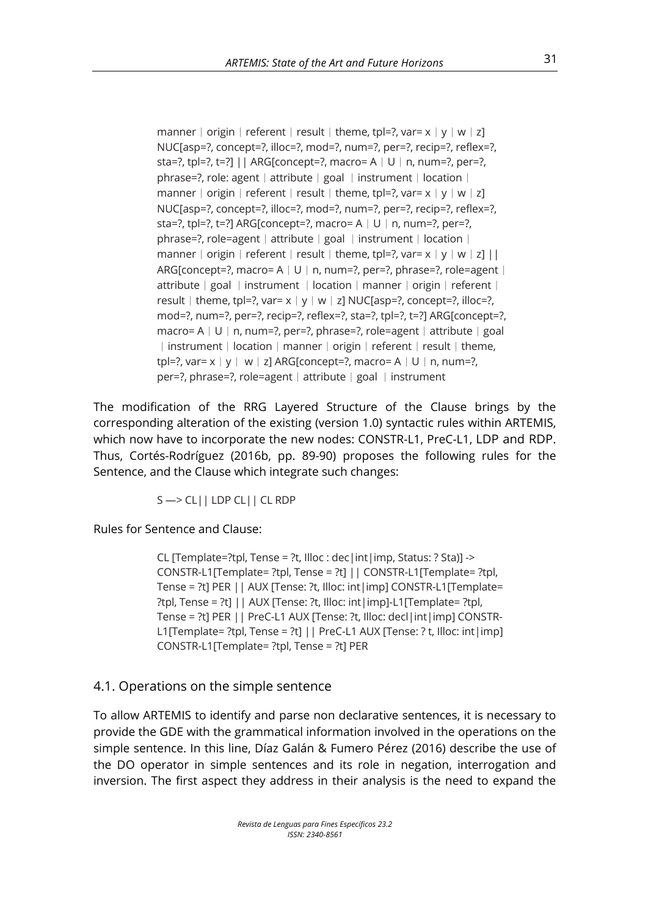manner | origin | referent | result | theme, tpl=?, var= x | y | w | z] NUC[asp=?, concept=?, illoc=?, mod=?, num=?, per=?, recip=?, reflex=?, sta=?, tpl=?, t=?] || ARG[concept=?, macro= A | U | n, num=?, per=?, phrase=?, role: agent | attribute | goal | instrument | location | manner | origin | referent | result | theme, tpl=?, var= x | y | w | z] NUC[asp=?, concept=?, illoc=?, mod=?, num=?, per=?, recip=?, reflex=?, sta=?, tpl=?, t=?] ARG[concept=?, macro= A | U | n, num=?, per=?, phrase=?, role=agent | attribute | goal | instrument | location | manner | origin | referent | result | theme, tpl=?, var= x | y | w | z] || ARG[concept=?, macro= A | U | n, num=?, per=?, phrase=?, role=agent | attribute | goal | instrument | location | manner | origin | referent | result | theme, tpl=?, var= x | y | w | z] NUC[asp=?, concept=?, illoc=?, mod=?, num=?, per=?, recip=?, reflex=?, sta=?, tpl=?, t=?] ARG[concept=?, macro= A | U | n, num=?, per=?, phrase=?, role=agent | attribute | goal | instrument | location | manner | origin | referent | result | theme, tpl=?, var= x | y | w | z] ARG[concept=?, macro= A | U | n, num=?, per=?, phrase=?, role=agent | attribute | goal | instrument

The modification of the RRG Layered Structure of the Clause brings by the corresponding alteration of the existing (version 1.0) syntactic rules within ARTEMIS, which now have to incorporate the new nodes: CONSTR-L1, PreC-L1, LDP and RDP. Thus, Cortés-Rodríguez (2016b, pp. 89-90) proposes the following rules for the Sentence, and the Clause which integrate such changes:

S —> CL|| LDP CL|| CL RDP

Rules for Sentence and Clause:

CL [Template=?tpl, Tense = ?t, Illoc : dec|int|imp, Status: ? Sta)] -> CONSTR-L1[Template= ?tpl, Tense = ?t] || CONSTR-L1[Template= ?tpl, Tense = ?t] PER || AUX [Tense: ?t, Illoc: int|imp] CONSTR-L1[Template= ?tpl, Tense = ?t] || AUX [Tense: ?t, Illoc: int|imp]-L1[Template= ?tpl, Tense = ?t] PER || PreC-L1 AUX [Tense: ?t, Illoc: decl|int|imp] CONSTR-L1[Template= ?tpl, Tense = ?t] || PreC-L1 AUX [Tense: ? t, Illoc: int|imp] CONSTR-L1[Template= ?tpl, Tense = ?t] PER

## 4.1. Operations on the simple sentence

To allow ARTEMIS to identify and parse non declarative sentences, it is necessary to provide the GDE with the grammatical information involved in the operations on the simple sentence. In this line, Díaz Galán & Fumero Pérez (2016) describe the use of the DO operator in simple sentences and its role in negation, interrogation and inversion. The first aspect they address in their analysis is the need to expand the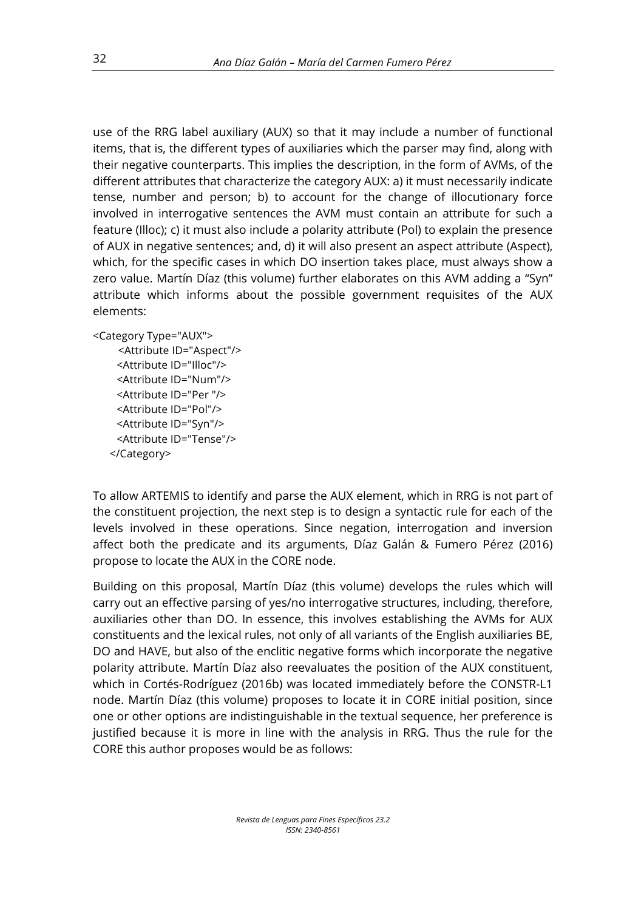use of the RRG label auxiliary (AUX) so that it may include a number of functional items, that is, the different types of auxiliaries which the parser may find, along with their negative counterparts. This implies the description, in the form of AVMs, of the different attributes that characterize the category AUX: a) it must necessarily indicate tense, number and person; b) to account for the change of illocutionary force involved in interrogative sentences the AVM must contain an attribute for such a feature (Illoc); c) it must also include a polarity attribute (Pol) to explain the presence of AUX in negative sentences; and, d) it will also present an aspect attribute (Aspect), which, for the specific cases in which DO insertion takes place, must always show a zero value. Martín Díaz (this volume) further elaborates on this AVM adding a "Syn" attribute which informs about the possible government requisites of the AUX elements:

```
<Category Type="AUX">
     <Attribute ID="Aspect"/>
     <Attribute ID="Illoc"/>
     <Attribute ID="Num"/>
     <Attribute ID="Per "/>
     <Attribute ID="Pol"/>
     <Attribute ID="Syn"/>
     <Attribute ID="Tense"/>
   </Category>
```

To allow ARTEMIS to identify and parse the AUX element, which in RRG is not part of the constituent projection, the next step is to design a syntactic rule for each of the levels involved in these operations. Since negation, interrogation and inversion affect both the predicate and its arguments, Díaz Galán & Fumero Pérez (2016) propose to locate the AUX in the CORE node.

Building on this proposal, Martín Díaz (this volume) develops the rules which will carry out an effective parsing of yes/no interrogative structures, including, therefore, auxiliaries other than DO. In essence, this involves establishing the AVMs for AUX constituents and the lexical rules, not only of all variants of the English auxiliaries BE, DO and HAVE, but also of the enclitic negative forms which incorporate the negative polarity attribute. Martín Díaz also reevaluates the position of the AUX constituent, which in Cortés-Rodríguez (2016b) was located immediately before the CONSTR-L1 node. Martín Díaz (this volume) proposes to locate it in CORE initial position, since one or other options are indistinguishable in the textual sequence, her preference is justified because it is more in line with the analysis in RRG. Thus the rule for the CORE this author proposes would be as follows: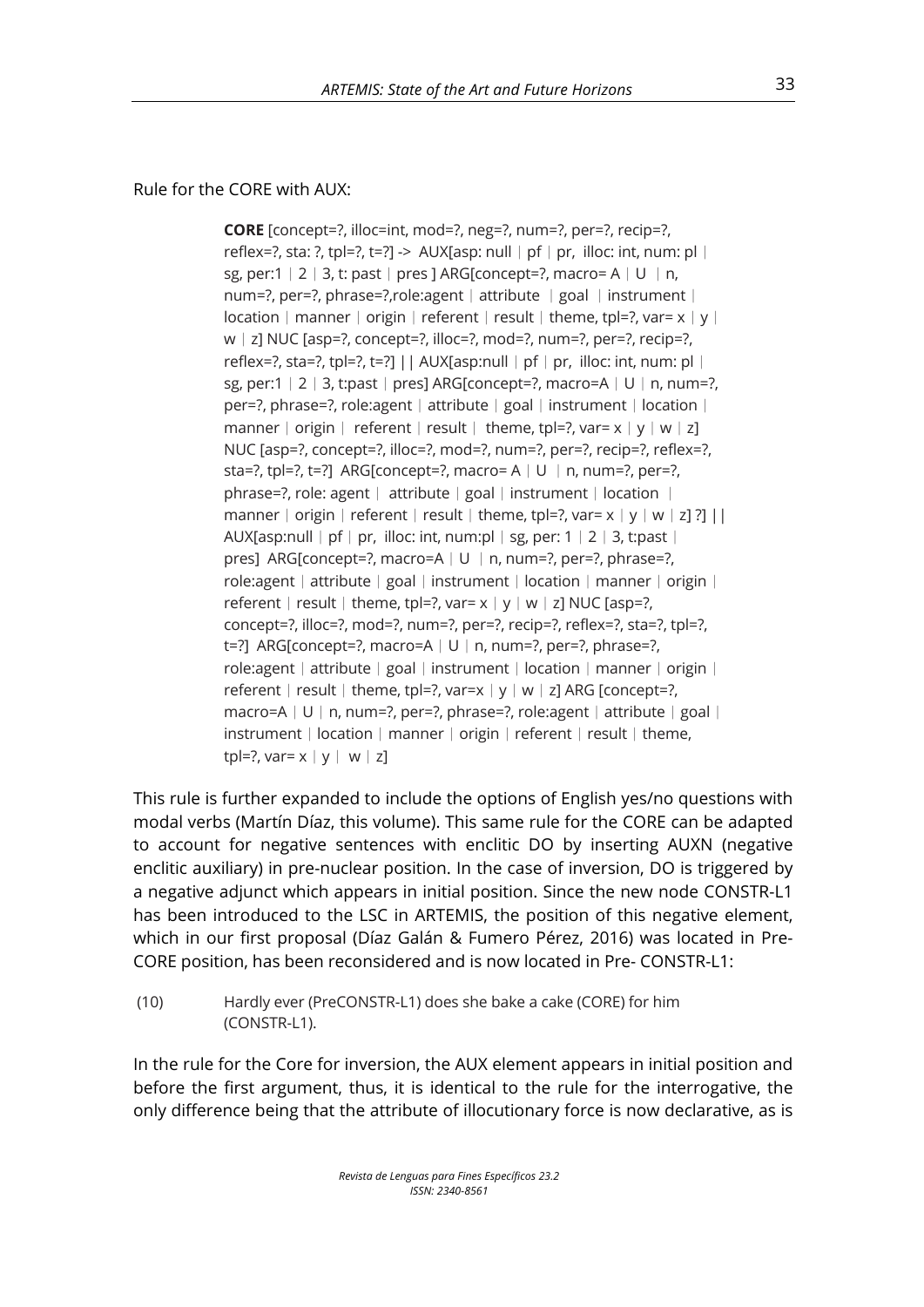Rule for the CORE with AUX:

> **CORE** [concept=?, illoc=int, mod=?, neg=?, num=?, per=?, recip=?, reflex=?, sta: ?, tpl=?, t=?] -> AUX[asp: null | pf | pr, illoc: int, num: pl | sg, per:1 | 2 | 3, t: past | pres ] ARG[concept=?, macro= A | U | n, num=?, per=?, phrase=?,role:agent | attribute | goal | instrument | location | manner | origin | referent | result | theme, tpl=?, var= x | y | w | z] NUC [asp=?, concept=?, illoc=?, mod=?, num=?, per=?, recip=?, reflex=?, sta=?, tpl=?, t=?] || AUX[asp:null | pf | pr, illoc: int, num: pl | sg, per:1 | 2 | 3, t:past | pres] ARG[concept=?, macro=A | U | n, num=?, per=?, phrase=?, role:agent | attribute | goal | instrument | location | manner | origin | referent | result | theme, tpl=?, var= x | y | w | z] NUC [asp=?, concept=?, illoc=?, mod=?, num=?, per=?, recip=?, reflex=?, sta=?, tpl=?, t=?] ARG[concept=?, macro= A | U | n, num=?, per=?, phrase=?, role: agent | attribute | goal | instrument | location | manner | origin | referent | result | theme, tpl=?, var= x | y | w | z] ?] || AUX[asp:null | pf | pr, illoc: int, num:pl | sg, per: 1 | 2 | 3, t:past | pres] ARG[concept=?, macro=A | U | n, num=?, per=?, phrase=?, role:agent | attribute | goal | instrument | location | manner | origin | referent | result | theme, tpl=?, var= x | y | w | z] NUC [asp=?, concept=?, illoc=?, mod=?, num=?, per=?, recip=?, reflex=?, sta=?, tpl=?, t=?] ARG[concept=?, macro=A | U | n, num=?, per=?, phrase=?, role:agent | attribute | goal | instrument | location | manner | origin | referent | result | theme, tpl=?, var=x | y | w | z] ARG [concept=?, macro=A | U | n, num=?, per=?, phrase=?, role:agent | attribute | goal | instrument | location | manner | origin | referent | result | theme, tpl=?, var= x | y | w | z]

This rule is further expanded to include the options of English yes/no questions with modal verbs (Martín Díaz, this volume). This same rule for the CORE can be adapted to account for negative sentences with enclitic DO by inserting AUXN (negative enclitic auxiliary) in pre-nuclear position. In the case of inversion, DO is triggered by a negative adjunct which appears in initial position. Since the new node CONSTR-L1 has been introduced to the LSC in ARTEMIS, the position of this negative element, which in our first proposal (Díaz Galán & Fumero Pérez, 2016) was located in Pre-CORE position, has been reconsidered and is now located in Pre- CONSTR-L1:

(10) Hardly ever (PreCONSTR-L1) does she bake a cake (CORE) for him (CONSTR-L1).

In the rule for the Core for inversion, the AUX element appears in initial position and before the first argument, thus, it is identical to the rule for the interrogative, the only difference being that the attribute of illocutionary force is now declarative, as is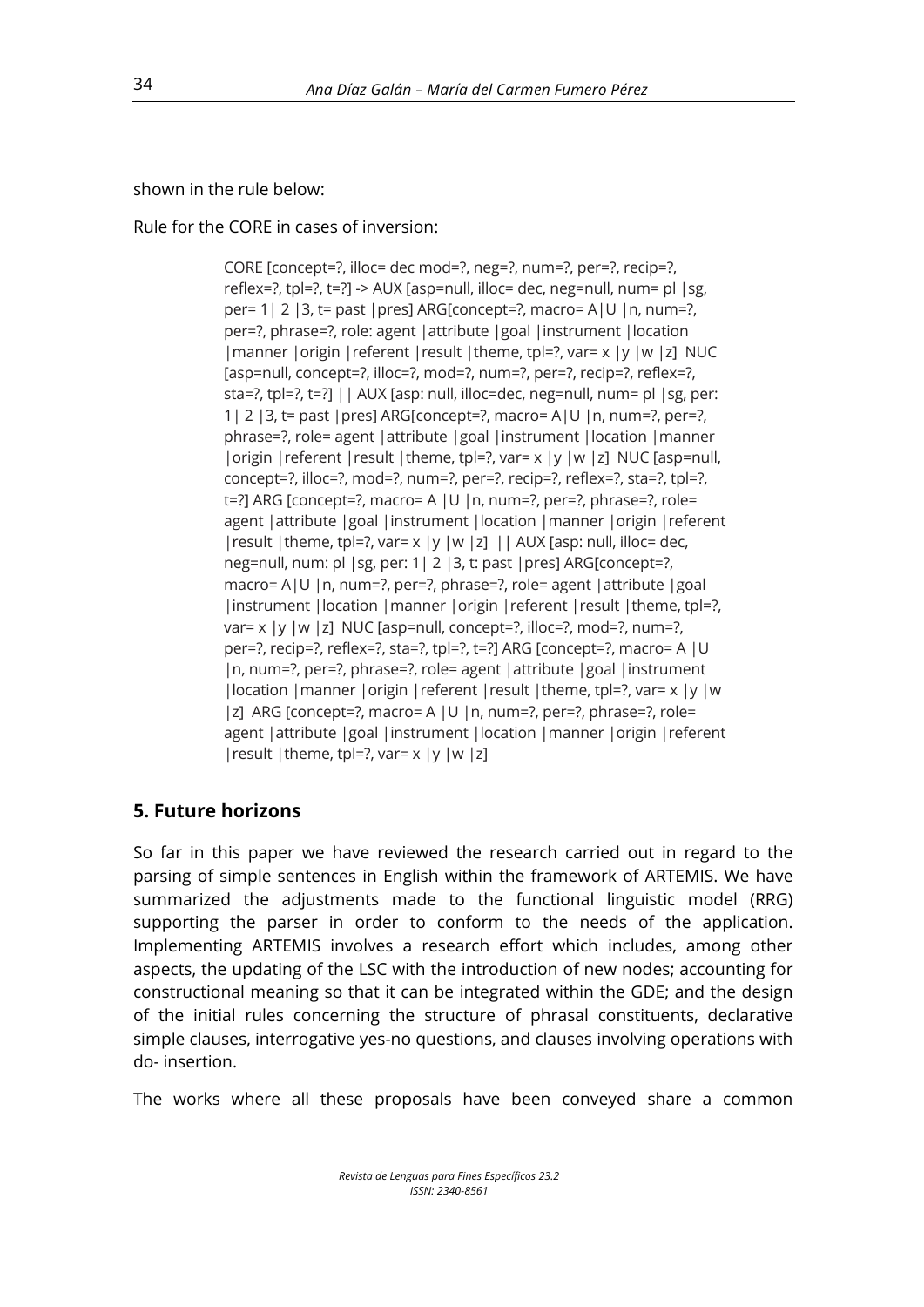shown in the rule below:

Rule for the CORE in cases of inversion:

> CORE [concept=?, illoc= dec mod=?, neg=?, num=?, per=?, recip=?, reflex=?, tpl=?, t=?] -> AUX [asp=null, illoc= dec, neg=null, num= pl |sg, per= 1| 2 |3, t= past |pres] ARG[concept=?, macro= A|U |n, num=?, per=?, phrase=?, role: agent |attribute |goal |instrument |location |manner |origin |referent |result |theme, tpl=?, var= x |y |w |z] NUC [asp=null, concept=?, illoc=?, mod=?, num=?, per=?, recip=?, reflex=?, sta=?, tpl=?, t=?] || AUX [asp: null, illoc=dec, neg=null, num= pl |sg, per: 1| 2 |3, t= past |pres] ARG[concept=?, macro= A|U |n, num=?, per=?, phrase=?, role= agent |attribute |goal |instrument |location |manner |origin |referent |result |theme, tpl=?, var= x |y |w |z] NUC [asp=null, concept=?, illoc=?, mod=?, num=?, per=?, recip=?, reflex=?, sta=?, tpl=?, t=?] ARG [concept=?, macro= A |U |n, num=?, per=?, phrase=?, role= agent |attribute |goal |instrument |location |manner |origin |referent |result |theme, tpl=?, var= x |y |w |z] || AUX [asp: null, illoc= dec, neg=null, num: pl |sg, per: 1| 2 |3, t: past |pres] ARG[concept=?, macro= A|U |n, num=?, per=?, phrase=?, role= agent |attribute |goal |instrument |location |manner |origin |referent |result |theme, tpl=?, var= x |y |w |z] NUC [asp=null, concept=?, illoc=?, mod=?, num=?, per=?, recip=?, reflex=?, sta=?, tpl=?, t=?] ARG [concept=?, macro= A |U |n, num=?, per=?, phrase=?, role= agent |attribute |goal |instrument |location |manner |origin |referent |result |theme, tpl=?, var= x |y |w |z] ARG [concept=?, macro= A |U |n, num=?, per=?, phrase=?, role= agent |attribute |goal |instrument |location |manner |origin |referent |result |theme, tpl=?, var= x |y |w |z]

## 5. Future horizons

So far in this paper we have reviewed the research carried out in regard to the parsing of simple sentences in English within the framework of ARTEMIS. We have summarized the adjustments made to the functional linguistic model (RRG) supporting the parser in order to conform to the needs of the application. Implementing ARTEMIS involves a research effort which includes, among other aspects, the updating of the LSC with the introduction of new nodes; accounting for constructional meaning so that it can be integrated within the GDE; and the design of the initial rules concerning the structure of phrasal constituents, declarative simple clauses, interrogative yes-no questions, and clauses involving operations with do- insertion.

The works where all these proposals have been conveyed share a common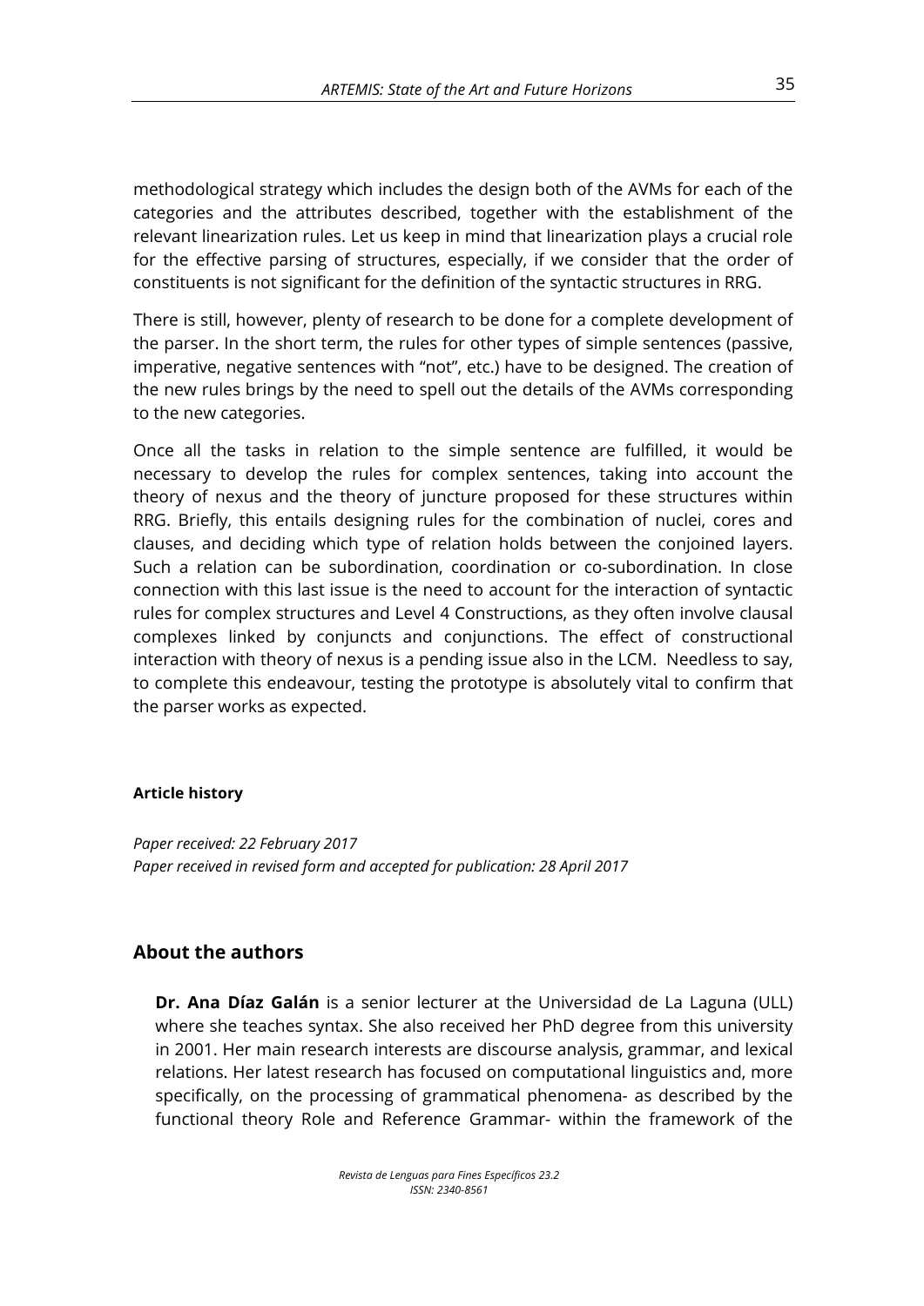methodological strategy which includes the design both of the AVMs for each of the categories and the attributes described, together with the establishment of the relevant linearization rules. Let us keep in mind that linearization plays a crucial role for the effective parsing of structures, especially, if we consider that the order of constituents is not significant for the definition of the syntactic structures in RRG.

There is still, however, plenty of research to be done for a complete development of the parser. In the short term, the rules for other types of simple sentences (passive, imperative, negative sentences with "not", etc.) have to be designed. The creation of the new rules brings by the need to spell out the details of the AVMs corresponding to the new categories.

Once all the tasks in relation to the simple sentence are fulfilled, it would be necessary to develop the rules for complex sentences, taking into account the theory of nexus and the theory of juncture proposed for these structures within RRG. Briefly, this entails designing rules for the combination of nuclei, cores and clauses, and deciding which type of relation holds between the conjoined layers. Such a relation can be subordination, coordination or co-subordination. In close connection with this last issue is the need to account for the interaction of syntactic rules for complex structures and Level 4 Constructions, as they often involve clausal complexes linked by conjuncts and conjunctions. The effect of constructional interaction with theory of nexus is a pending issue also in the LCM. Needless to say, to complete this endeavour, testing the prototype is absolutely vital to confirm that the parser works as expected.

**Article history**

*Paper received: 22 February 2017*
*Paper received in revised form and accepted for publication: 28 April 2017*

## About the authors

**Dr. Ana Díaz Galán** is a senior lecturer at the Universidad de La Laguna (ULL) where she teaches syntax. She also received her PhD degree from this university in 2001. Her main research interests are discourse analysis, grammar, and lexical relations. Her latest research has focused on computational linguistics and, more specifically, on the processing of grammatical phenomena- as described by the functional theory Role and Reference Grammar- within the framework of the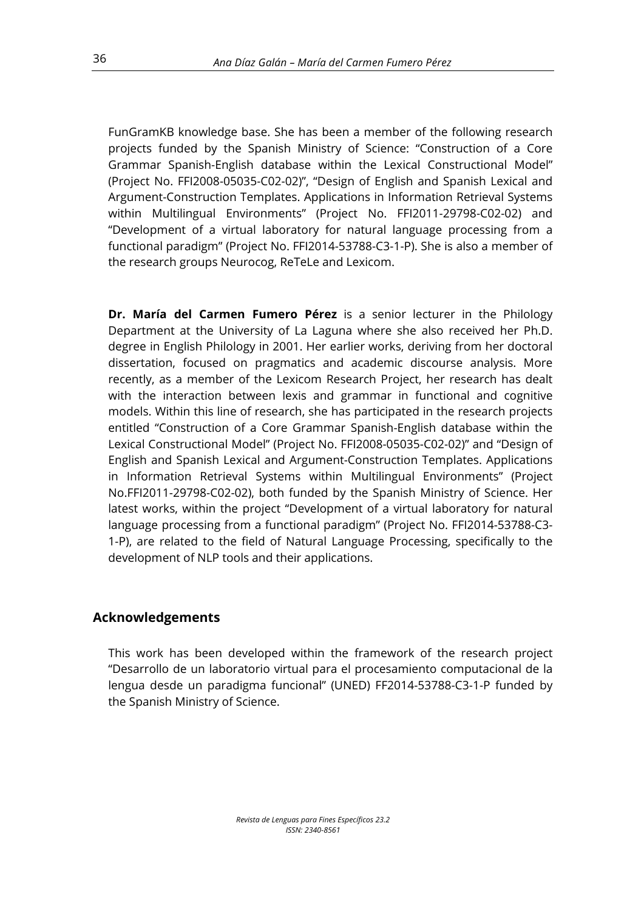FunGramKB knowledge base. She has been a member of the following research projects funded by the Spanish Ministry of Science: "Construction of a Core Grammar Spanish-English database within the Lexical Constructional Model" (Project No. FFI2008-05035-C02-02)", "Design of English and Spanish Lexical and Argument-Construction Templates. Applications in Information Retrieval Systems within Multilingual Environments" (Project No. FFI2011-29798-C02-02) and "Development of a virtual laboratory for natural language processing from a functional paradigm" (Project No. FFI2014-53788-C3-1-P). She is also a member of the research groups Neurocog, ReTeLe and Lexicom.

**Dr. María del Carmen Fumero Pérez** is a senior lecturer in the Philology Department at the University of La Laguna where she also received her Ph.D. degree in English Philology in 2001. Her earlier works, deriving from her doctoral dissertation, focused on pragmatics and academic discourse analysis. More recently, as a member of the Lexicom Research Project, her research has dealt with the interaction between lexis and grammar in functional and cognitive models. Within this line of research, she has participated in the research projects entitled "Construction of a Core Grammar Spanish-English database within the Lexical Constructional Model" (Project No. FFI2008-05035-C02-02)" and "Design of English and Spanish Lexical and Argument-Construction Templates. Applications in Information Retrieval Systems within Multilingual Environments" (Project No.FFI2011-29798-C02-02), both funded by the Spanish Ministry of Science. Her latest works, within the project "Development of a virtual laboratory for natural language processing from a functional paradigm" (Project No. FFI2014-53788-C3-1-P), are related to the field of Natural Language Processing, specifically to the development of NLP tools and their applications.

## Acknowledgements

This work has been developed within the framework of the research project "Desarrollo de un laboratorio virtual para el procesamiento computacional de la lengua desde un paradigma funcional" (UNED) FF2014-53788-C3-1-P funded by the Spanish Ministry of Science.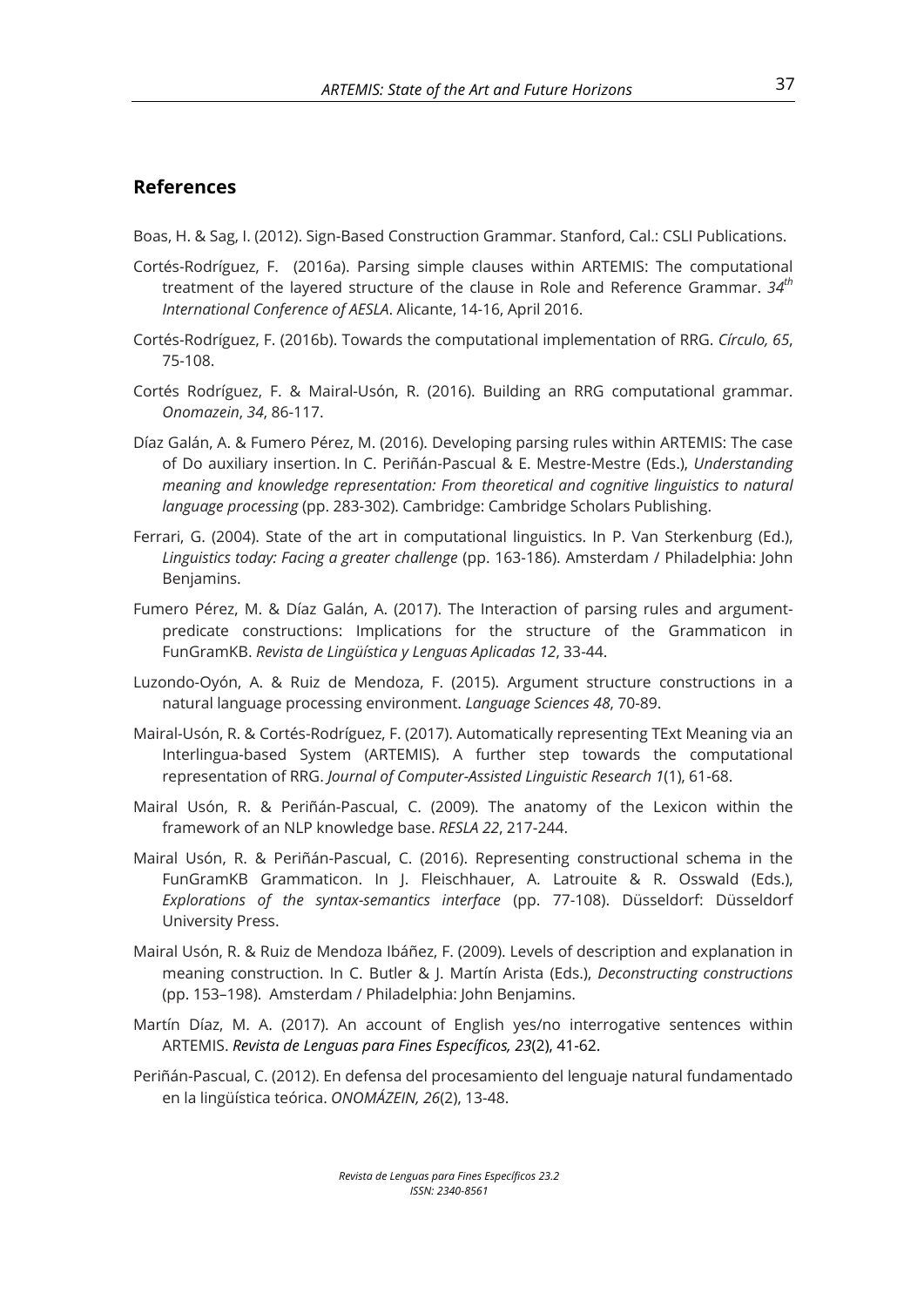## References

Boas, H. & Sag, I. (2012). Sign-Based Construction Grammar. Stanford, Cal.: CSLI Publications.

Cortés-Rodríguez, F. (2016a). Parsing simple clauses within ARTEMIS: The computational treatment of the layered structure of the clause in Role and Reference Grammar. *34th International Conference of AESLA*. Alicante, 14-16, April 2016.

Cortés-Rodríguez, F. (2016b). Towards the computational implementation of RRG. *Círculo, 65*, 75-108.

Cortés Rodríguez, F. & Mairal-Usón, R. (2016). Building an RRG computational grammar. *Onomazein*, *34*, 86-117.

Díaz Galán, A. & Fumero Pérez, M. (2016). Developing parsing rules within ARTEMIS: The case of Do auxiliary insertion. In C. Periñán-Pascual & E. Mestre-Mestre (Eds.), *Understanding meaning and knowledge representation: From theoretical and cognitive linguistics to natural language processing* (pp. 283-302). Cambridge: Cambridge Scholars Publishing.

Ferrari, G. (2004). State of the art in computational linguistics. In P. Van Sterkenburg (Ed.), *Linguistics today: Facing a greater challenge* (pp. 163-186). Amsterdam / Philadelphia: John Benjamins.

Fumero Pérez, M. & Díaz Galán, A. (2017). The Interaction of parsing rules and argument-predicate constructions: Implications for the structure of the Grammaticon in FunGramKB. *Revista de Lingüística y Lenguas Aplicadas 12*, 33-44.

Luzondo-Oyón, A. & Ruiz de Mendoza, F. (2015). Argument structure constructions in a natural language processing environment. *Language Sciences 48*, 70-89.

Mairal-Usón, R. & Cortés-Rodríguez, F. (2017). Automatically representing TExt Meaning via an Interlingua-based System (ARTEMIS). A further step towards the computational representation of RRG. *Journal of Computer-Assisted Linguistic Research 1*(1), 61-68.

Mairal Usón, R. & Periñán-Pascual, C. (2009). The anatomy of the Lexicon within the framework of an NLP knowledge base. *RESLA 22*, 217-244.

Mairal Usón, R. & Periñán-Pascual, C. (2016). Representing constructional schema in the FunGramKB Grammaticon. In J. Fleischhauer, A. Latrouite & R. Osswald (Eds.), *Explorations of the syntax-semantics interface* (pp. 77-108). Düsseldorf: Düsseldorf University Press.

Mairal Usón, R. & Ruiz de Mendoza Ibáñez, F. (2009). Levels of description and explanation in meaning construction. In C. Butler & J. Martín Arista (Eds.), *Deconstructing constructions* (pp. 153–198). Amsterdam / Philadelphia: John Benjamins.

Martín Díaz, M. A. (2017). An account of English yes/no interrogative sentences within ARTEMIS. *Revista de Lenguas para Fines Específicos, 23*(2), 41-62.

Periñán-Pascual, C. (2012). En defensa del procesamiento del lenguaje natural fundamentado en la lingüística teórica. *ONOMÁZEIN, 26*(2), 13-48.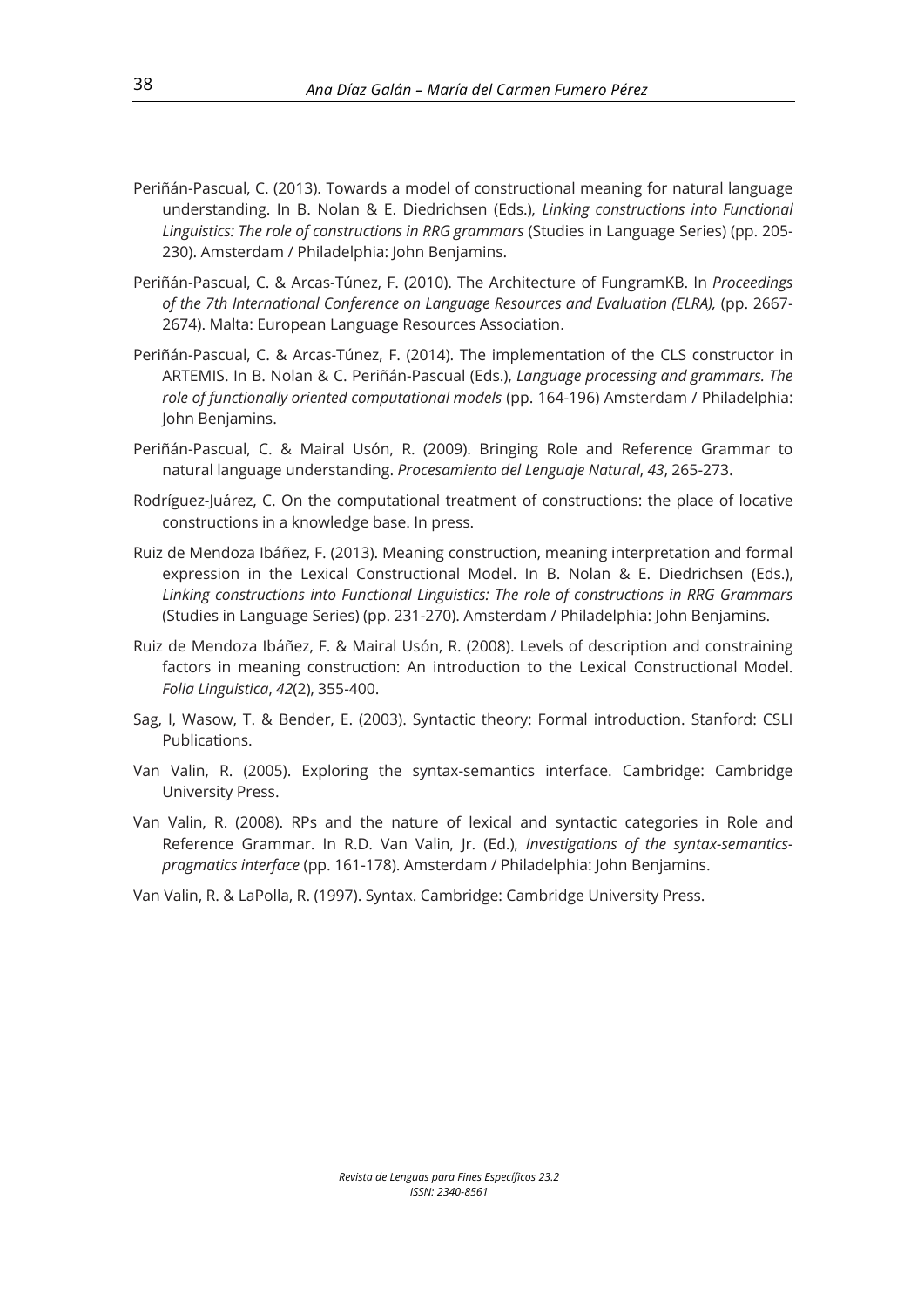Periñán-Pascual, C. (2013). Towards a model of constructional meaning for natural language understanding. In B. Nolan & E. Diedrichsen (Eds.), *Linking constructions into Functional Linguistics: The role of constructions in RRG grammars* (Studies in Language Series) (pp. 205-230). Amsterdam / Philadelphia: John Benjamins.

Periñán-Pascual, C. & Arcas-Túnez, F. (2010). The Architecture of FungramKB. In *Proceedings of the 7th International Conference on Language Resources and Evaluation (ELRA),* (pp. 2667-2674). Malta: European Language Resources Association.

Periñán-Pascual, C. & Arcas-Túnez, F. (2014). The implementation of the CLS constructor in ARTEMIS. In B. Nolan & C. Periñán-Pascual (Eds.), *Language processing and grammars. The role of functionally oriented computational models* (pp. 164-196) Amsterdam / Philadelphia: John Benjamins.

Periñán-Pascual, C. & Mairal Usón, R. (2009). Bringing Role and Reference Grammar to natural language understanding. *Procesamiento del Lenguaje Natural*, *43*, 265-273.

Rodríguez-Juárez, C. On the computational treatment of constructions: the place of locative constructions in a knowledge base. In press.

Ruiz de Mendoza Ibáñez, F. (2013). Meaning construction, meaning interpretation and formal expression in the Lexical Constructional Model. In B. Nolan & E. Diedrichsen (Eds.), *Linking constructions into Functional Linguistics: The role of constructions in RRG Grammars* (Studies in Language Series) (pp. 231-270). Amsterdam / Philadelphia: John Benjamins.

Ruiz de Mendoza Ibáñez, F. & Mairal Usón, R. (2008). Levels of description and constraining factors in meaning construction: An introduction to the Lexical Constructional Model. *Folia Linguistica*, *42*(2), 355-400.

Sag, I, Wasow, T. & Bender, E. (2003). Syntactic theory: Formal introduction. Stanford: CSLI Publications.

Van Valin, R. (2005). Exploring the syntax-semantics interface. Cambridge: Cambridge University Press.

Van Valin, R. (2008). RPs and the nature of lexical and syntactic categories in Role and Reference Grammar. In R.D. Van Valin, Jr. (Ed.), *Investigations of the syntax-semantics-pragmatics interface* (pp. 161-178). Amsterdam / Philadelphia: John Benjamins.

Van Valin, R. & LaPolla, R. (1997). Syntax. Cambridge: Cambridge University Press.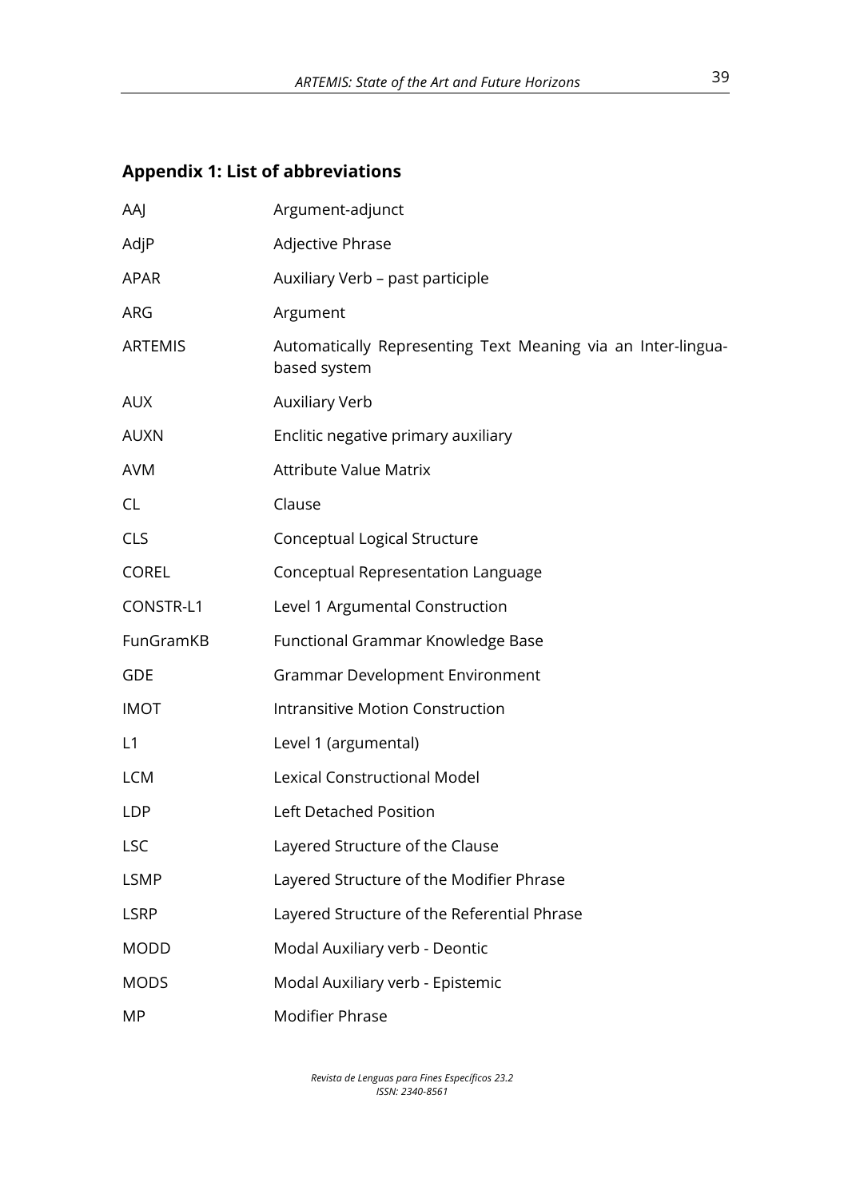## Appendix 1: List of abbreviations

| | |
|---|---|
| AAJ | Argument-adjunct |
| AdjP | Adjective Phrase |
| APAR | Auxiliary Verb – past participle |
| ARG | Argument |
| ARTEMIS | Automatically Representing Text Meaning via an Inter-lingua-based system |
| AUX | Auxiliary Verb |
| AUXN | Enclitic negative primary auxiliary |
| AVM | Attribute Value Matrix |
| CL | Clause |
| CLS | Conceptual Logical Structure |
| COREL | Conceptual Representation Language |
| CONSTR-L1 | Level 1 Argumental Construction |
| FunGramKB | Functional Grammar Knowledge Base |
| GDE | Grammar Development Environment |
| IMOT | Intransitive Motion Construction |
| L1 | Level 1 (argumental) |
| LCM | Lexical Constructional Model |
| LDP | Left Detached Position |
| LSC | Layered Structure of the Clause |
| LSMP | Layered Structure of the Modifier Phrase |
| LSRP | Layered Structure of the Referential Phrase |
| MODD | Modal Auxiliary verb - Deontic |
| MODS | Modal Auxiliary verb - Epistemic |
| MP | Modifier Phrase |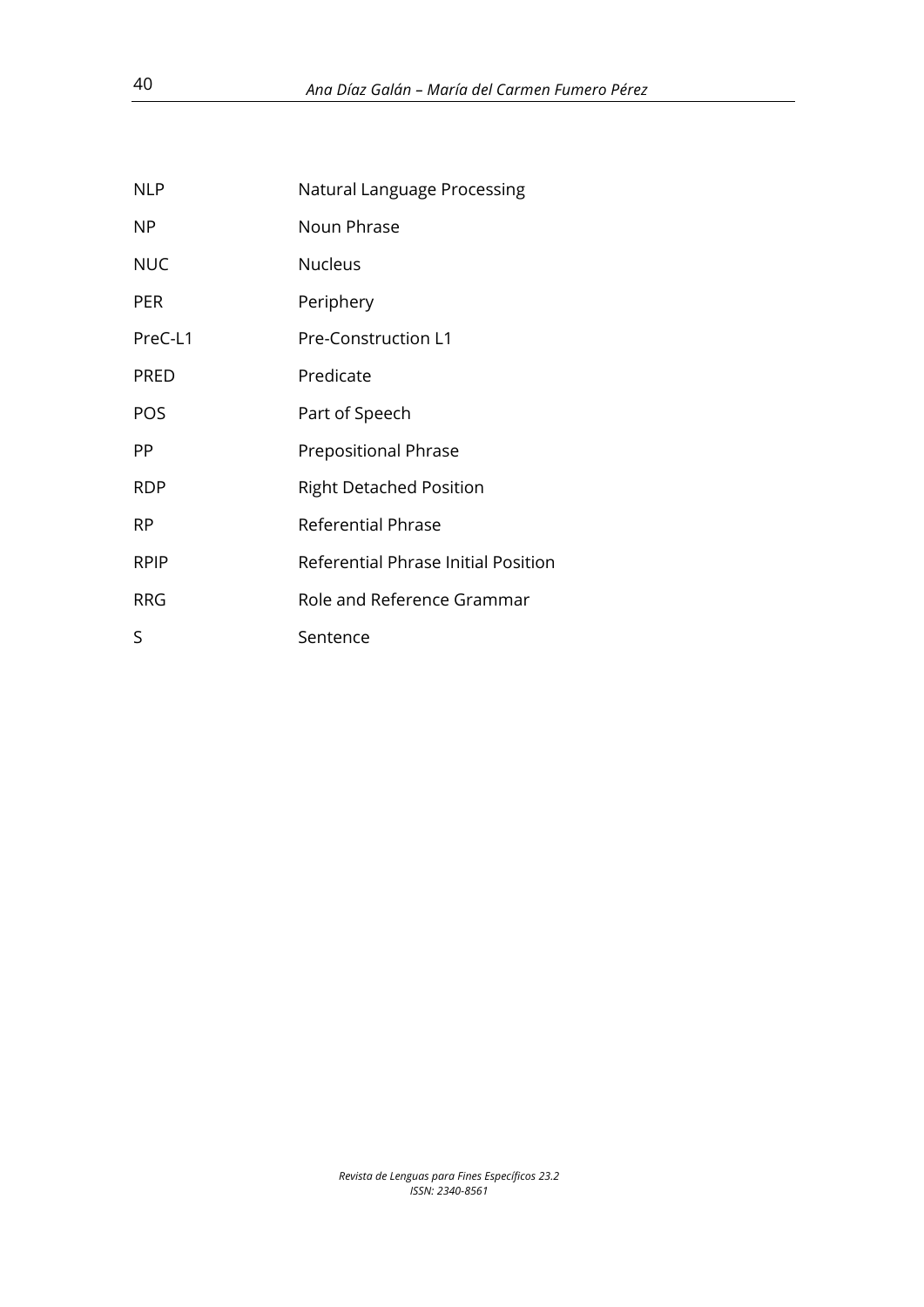| | |
|---|---|
| NLP | Natural Language Processing |
| NP | Noun Phrase |
| NUC | Nucleus |
| PER | Periphery |
| PreC-L1 | Pre-Construction L1 |
| PRED | Predicate |
| POS | Part of Speech |
| PP | Prepositional Phrase |
| RDP | Right Detached Position |
| RP | Referential Phrase |
| RPIP | Referential Phrase Initial Position |
| RRG | Role and Reference Grammar |
| S | Sentence |